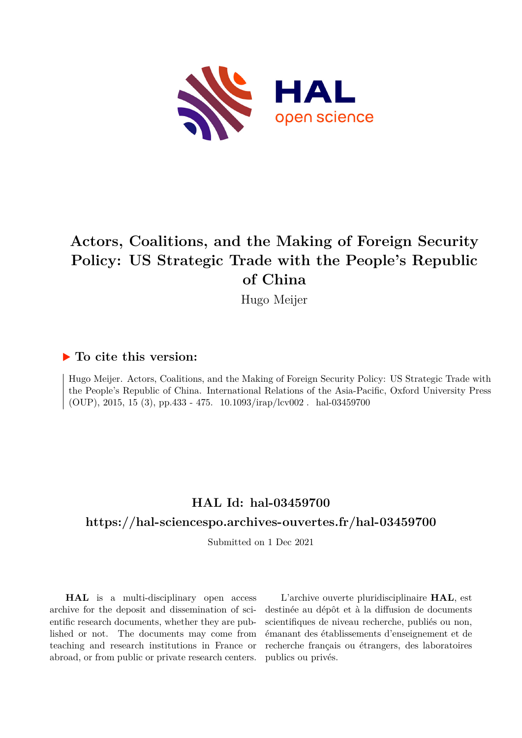# Actors, Coalitions, and the Making of Foreign Security Policy: US Strategic Trade with the People's Republic of China

Hugo Meijer

## ▶ To cite this version:

Hugo Meijer. Actors, Coalitions, and the Making of Foreign Security Policy: US Strategic Trade with the People's Republic of China. International Relations of the Asia-Pacific, Oxford University Press (OUP), 2015, 15 (3), pp.433 - 475. 10.1093/irap/lcv002 . hal-03459700

## HAL Id: hal-03459700

## https://hal-sciencespo.archives-ouvertes.fr/hal-03459700

Submitted on 1 Dec 2021

**HAL** is a multi-disciplinary open access archive for the deposit and dissemination of scientific research documents, whether they are published or not. The documents may come from teaching and research institutions in France or abroad, or from public or private research centers.

L'archive ouverte pluridisciplinaire **HAL**, est destinée au dépôt et à la diffusion de documents scientifiques de niveau recherche, publiés ou non, émanant des établissements d'enseignement et de recherche français ou étrangers, des laboratoires publics ou privés.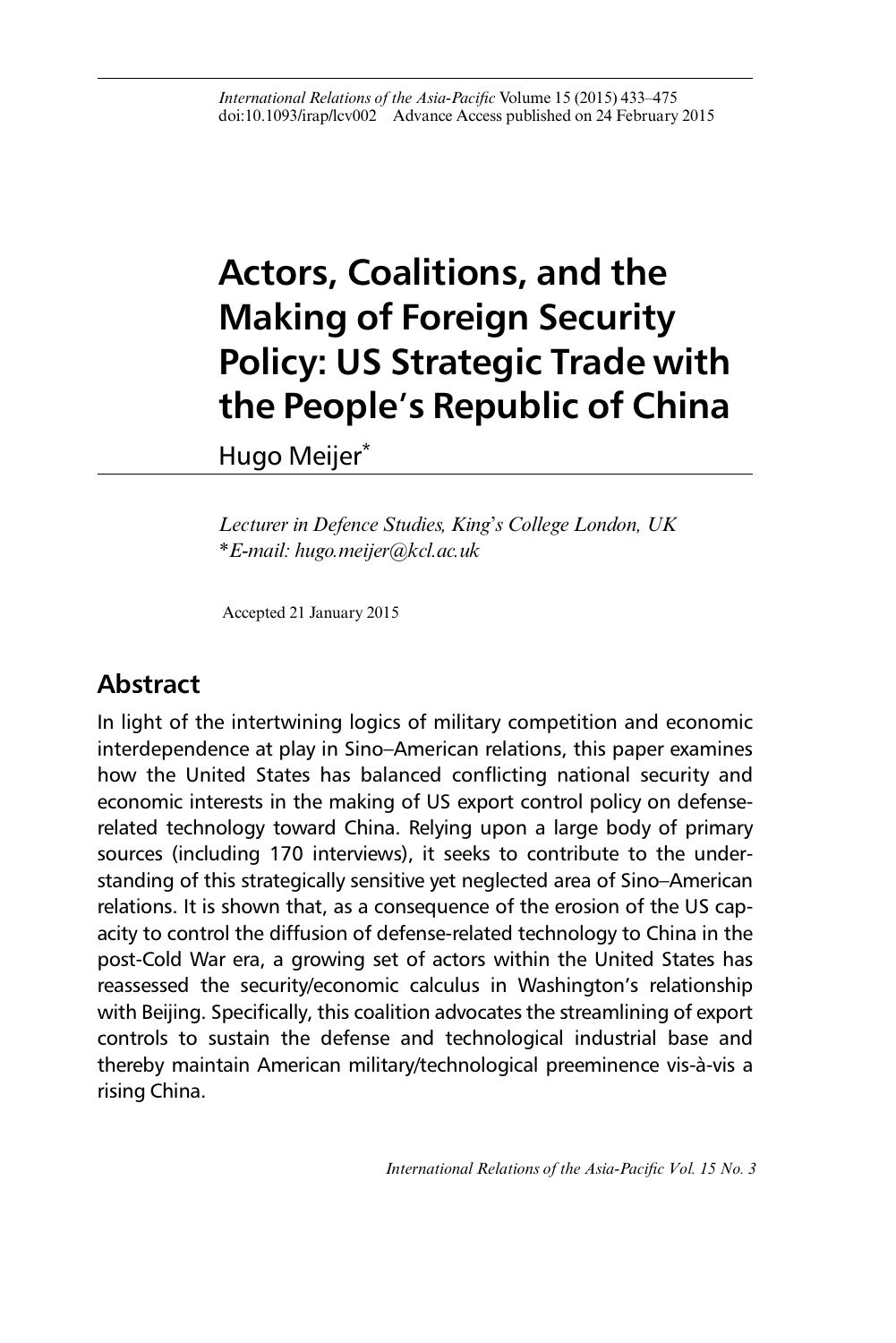# Actors, Coalitions, and the Making of Foreign Security Policy: US Strategic Trade with the People's Republic of China

Hugo Meijer*

*Lecturer in Defence Studies, King's College London, UK*
*\*E-mail: hugo.meijer@kcl.ac.uk*

Accepted 21 January 2015

## Abstract

In light of the intertwining logics of military competition and economic interdependence at play in Sino–American relations, this paper examines how the United States has balanced conflicting national security and economic interests in the making of US export control policy on defense-related technology toward China. Relying upon a large body of primary sources (including 170 interviews), it seeks to contribute to the understanding of this strategically sensitive yet neglected area of Sino–American relations. It is shown that, as a consequence of the erosion of the US capacity to control the diffusion of defense-related technology to China in the post-Cold War era, a growing set of actors within the United States has reassessed the security/economic calculus in Washington's relationship with Beijing. Specifically, this coalition advocates the streamlining of export controls to sustain the defense and technological industrial base and thereby maintain American military/technological preeminence vis-à-vis a rising China.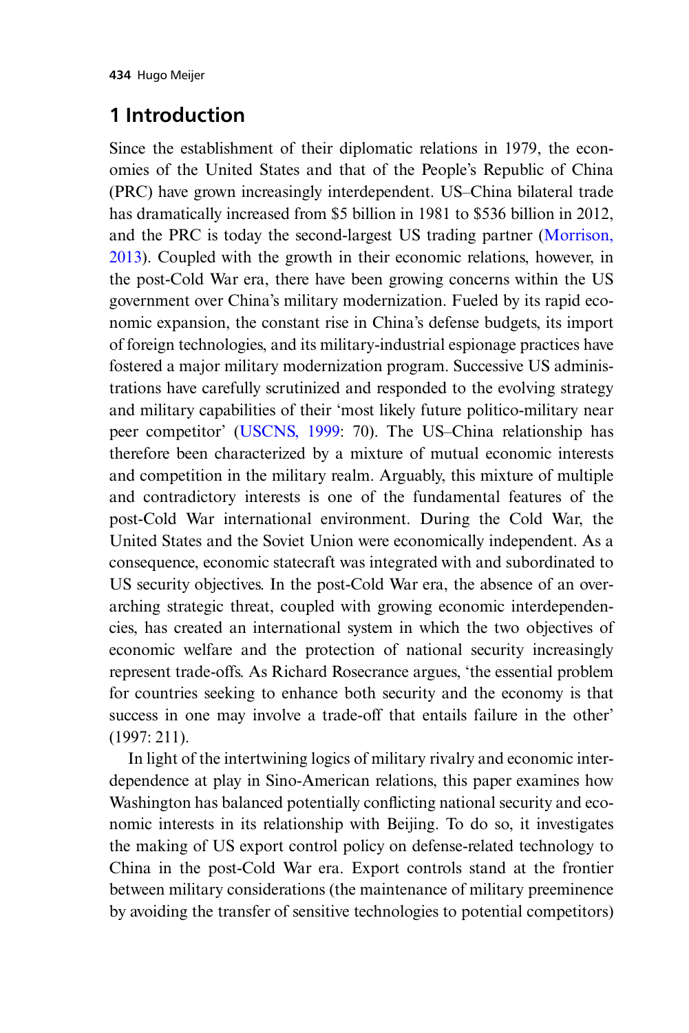## 1 Introduction

Since the establishment of their diplomatic relations in 1979, the economies of the United States and that of the People's Republic of China (PRC) have grown increasingly interdependent. US–China bilateral trade has dramatically increased from $5 billion in 1981 to $536 billion in 2012, and the PRC is today the second-largest US trading partner (Morrison, 2013). Coupled with the growth in their economic relations, however, in the post-Cold War era, there have been growing concerns within the US government over China's military modernization. Fueled by its rapid economic expansion, the constant rise in China's defense budgets, its import of foreign technologies, and its military-industrial espionage practices have fostered a major military modernization program. Successive US administrations have carefully scrutinized and responded to the evolving strategy and military capabilities of their 'most likely future politico-military near peer competitor' (USCNS, 1999: 70). The US–China relationship has therefore been characterized by a mixture of mutual economic interests and competition in the military realm. Arguably, this mixture of multiple and contradictory interests is one of the fundamental features of the post-Cold War international environment. During the Cold War, the United States and the Soviet Union were economically independent. As a consequence, economic statecraft was integrated with and subordinated to US security objectives. In the post-Cold War era, the absence of an overarching strategic threat, coupled with growing economic interdependencies, has created an international system in which the two objectives of economic welfare and the protection of national security increasingly represent trade-offs. As Richard Rosecrance argues, 'the essential problem for countries seeking to enhance both security and the economy is that success in one may involve a trade-off that entails failure in the other' (1997: 211).

In light of the intertwining logics of military rivalry and economic interdependence at play in Sino-American relations, this paper examines how Washington has balanced potentially conflicting national security and economic interests in its relationship with Beijing. To do so, it investigates the making of US export control policy on defense-related technology to China in the post-Cold War era. Export controls stand at the frontier between military considerations (the maintenance of military preeminence by avoiding the transfer of sensitive technologies to potential competitors)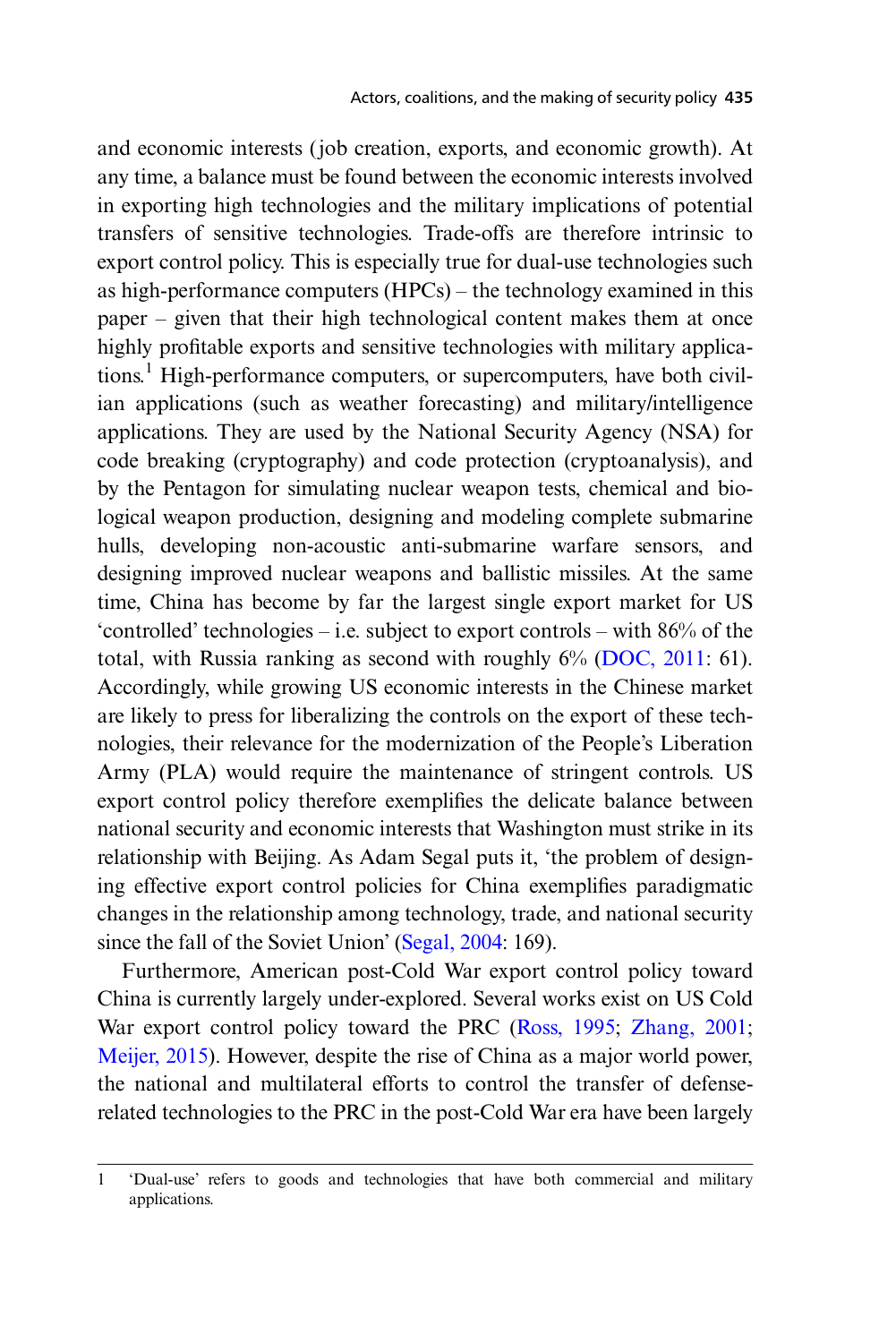and economic interests (job creation, exports, and economic growth). At any time, a balance must be found between the economic interests involved in exporting high technologies and the military implications of potential transfers of sensitive technologies. Trade-offs are therefore intrinsic to export control policy. This is especially true for dual-use technologies such as high-performance computers (HPCs) – the technology examined in this paper – given that their high technological content makes them at once highly profitable exports and sensitive technologies with military applications.[1] High-performance computers, or supercomputers, have both civilian applications (such as weather forecasting) and military/intelligence applications. They are used by the National Security Agency (NSA) for code breaking (cryptography) and code protection (cryptoanalysis), and by the Pentagon for simulating nuclear weapon tests, chemical and biological weapon production, designing and modeling complete submarine hulls, developing non-acoustic anti-submarine warfare sensors, and designing improved nuclear weapons and ballistic missiles. At the same time, China has become by far the largest single export market for US 'controlled' technologies – i.e. subject to export controls – with 86% of the total, with Russia ranking as second with roughly 6% (DOC, 2011: 61). Accordingly, while growing US economic interests in the Chinese market are likely to press for liberalizing the controls on the export of these technologies, their relevance for the modernization of the People's Liberation Army (PLA) would require the maintenance of stringent controls. US export control policy therefore exemplifies the delicate balance between national security and economic interests that Washington must strike in its relationship with Beijing. As Adam Segal puts it, 'the problem of designing effective export control policies for China exemplifies paradigmatic changes in the relationship among technology, trade, and national security since the fall of the Soviet Union' (Segal, 2004: 169).

Furthermore, American post-Cold War export control policy toward China is currently largely under-explored. Several works exist on US Cold War export control policy toward the PRC (Ross, 1995; Zhang, 2001; Meijer, 2015). However, despite the rise of China as a major world power, the national and multilateral efforts to control the transfer of defense-related technologies to the PRC in the post-Cold War era have been largely

1 'Dual-use' refers to goods and technologies that have both commercial and military applications.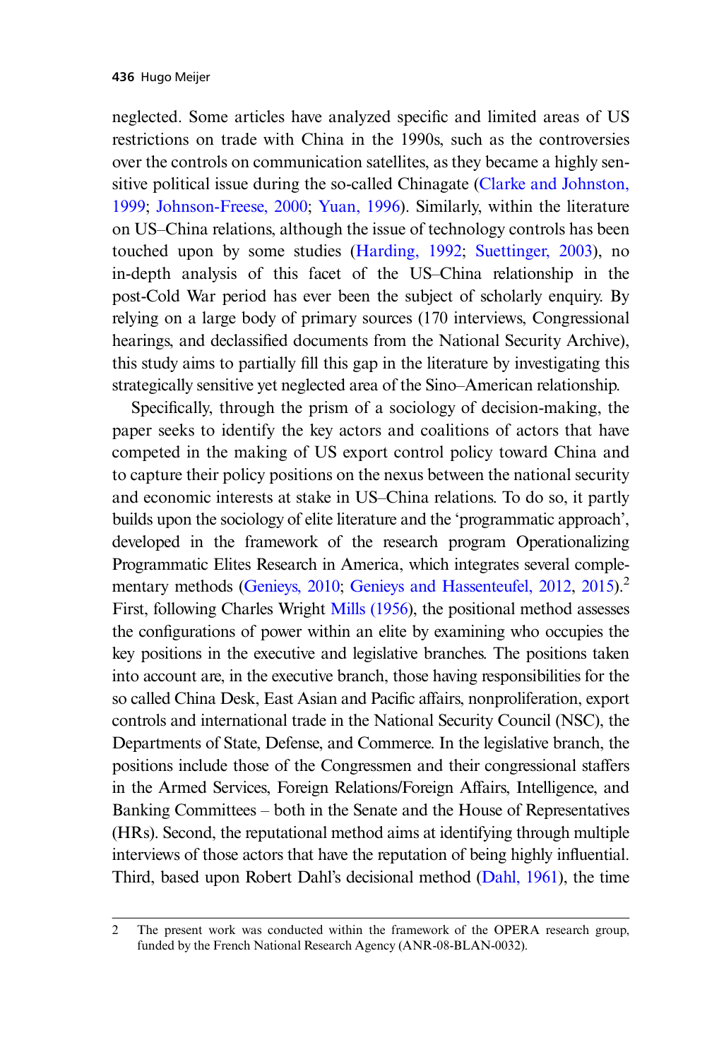neglected. Some articles have analyzed specific and limited areas of US restrictions on trade with China in the 1990s, such as the controversies over the controls on communication satellites, as they became a highly sensitive political issue during the so-called Chinagate (Clarke and Johnston, 1999; Johnson-Freese, 2000; Yuan, 1996). Similarly, within the literature on US–China relations, although the issue of technology controls has been touched upon by some studies (Harding, 1992; Suettinger, 2003), no in-depth analysis of this facet of the US–China relationship in the post-Cold War period has ever been the subject of scholarly enquiry. By relying on a large body of primary sources (170 interviews, Congressional hearings, and declassified documents from the National Security Archive), this study aims to partially fill this gap in the literature by investigating this strategically sensitive yet neglected area of the Sino–American relationship.

Specifically, through the prism of a sociology of decision-making, the paper seeks to identify the key actors and coalitions of actors that have competed in the making of US export control policy toward China and to capture their policy positions on the nexus between the national security and economic interests at stake in US–China relations. To do so, it partly builds upon the sociology of elite literature and the 'programmatic approach', developed in the framework of the research program Operationalizing Programmatic Elites Research in America, which integrates several complementary methods (Genieys, 2010; Genieys and Hassenteufel, 2012, 2015).[2] First, following Charles Wright Mills (1956), the positional method assesses the configurations of power within an elite by examining who occupies the key positions in the executive and legislative branches. The positions taken into account are, in the executive branch, those having responsibilities for the so called China Desk, East Asian and Pacific affairs, nonproliferation, export controls and international trade in the National Security Council (NSC), the Departments of State, Defense, and Commerce. In the legislative branch, the positions include those of the Congressmen and their congressional staffers in the Armed Services, Foreign Relations/Foreign Affairs, Intelligence, and Banking Committees – both in the Senate and the House of Representatives (HRs). Second, the reputational method aims at identifying through multiple interviews of those actors that have the reputation of being highly influential. Third, based upon Robert Dahl's decisional method (Dahl, 1961), the time

2 The present work was conducted within the framework of the OPERA research group, funded by the French National Research Agency (ANR-08-BLAN-0032).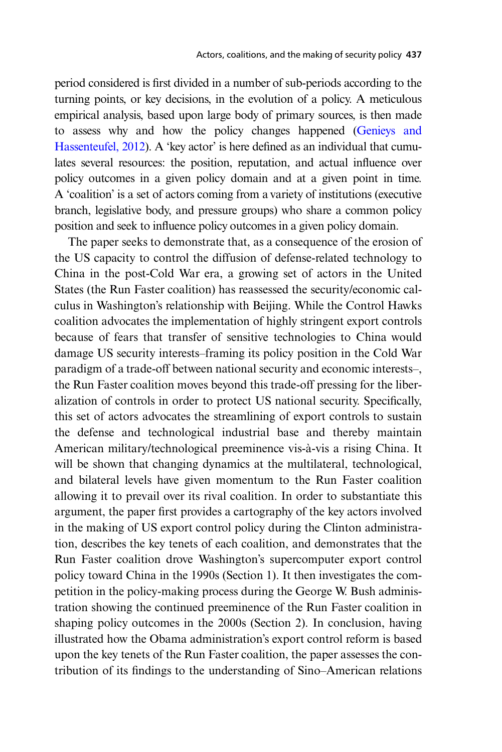period considered is first divided in a number of sub-periods according to the turning points, or key decisions, in the evolution of a policy. A meticulous empirical analysis, based upon large body of primary sources, is then made to assess why and how the policy changes happened (Genieys and Hassenteufel, 2012). A 'key actor' is here defined as an individual that cumulates several resources: the position, reputation, and actual influence over policy outcomes in a given policy domain and at a given point in time. A 'coalition' is a set of actors coming from a variety of institutions (executive branch, legislative body, and pressure groups) who share a common policy position and seek to influence policy outcomes in a given policy domain.

The paper seeks to demonstrate that, as a consequence of the erosion of the US capacity to control the diffusion of defense-related technology to China in the post-Cold War era, a growing set of actors in the United States (the Run Faster coalition) has reassessed the security/economic calculus in Washington's relationship with Beijing. While the Control Hawks coalition advocates the implementation of highly stringent export controls because of fears that transfer of sensitive technologies to China would damage US security interests–framing its policy position in the Cold War paradigm of a trade-off between national security and economic interests–, the Run Faster coalition moves beyond this trade-off pressing for the liberalization of controls in order to protect US national security. Specifically, this set of actors advocates the streamlining of export controls to sustain the defense and technological industrial base and thereby maintain American military/technological preeminence vis-à-vis a rising China. It will be shown that changing dynamics at the multilateral, technological, and bilateral levels have given momentum to the Run Faster coalition allowing it to prevail over its rival coalition. In order to substantiate this argument, the paper first provides a cartography of the key actors involved in the making of US export control policy during the Clinton administration, describes the key tenets of each coalition, and demonstrates that the Run Faster coalition drove Washington's supercomputer export control policy toward China in the 1990s (Section 1). It then investigates the competition in the policy-making process during the George W. Bush administration showing the continued preeminence of the Run Faster coalition in shaping policy outcomes in the 2000s (Section 2). In conclusion, having illustrated how the Obama administration's export control reform is based upon the key tenets of the Run Faster coalition, the paper assesses the contribution of its findings to the understanding of Sino–American relations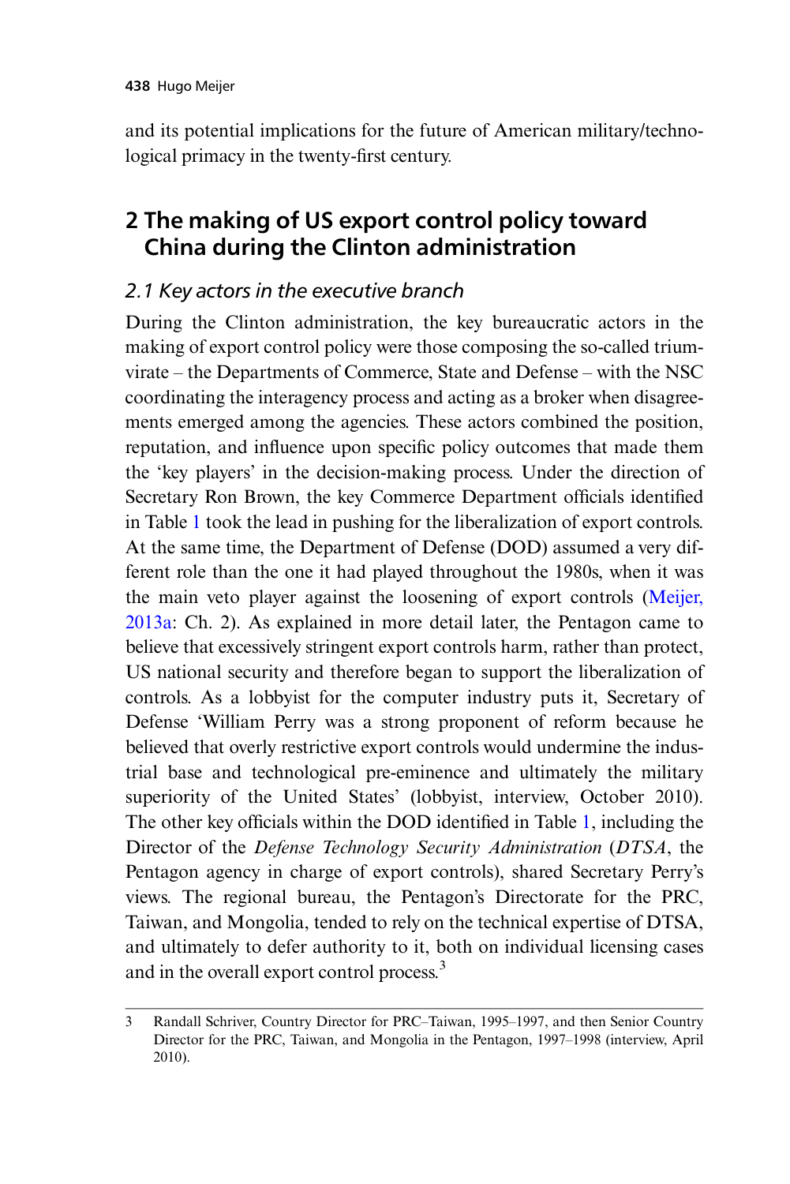and its potential implications for the future of American military/technological primacy in the twenty-first century.

## 2 The making of US export control policy toward China during the Clinton administration

### 2.1 Key actors in the executive branch

During the Clinton administration, the key bureaucratic actors in the making of export control policy were those composing the so-called triumvirate – the Departments of Commerce, State and Defense – with the NSC coordinating the interagency process and acting as a broker when disagreements emerged among the agencies. These actors combined the position, reputation, and influence upon specific policy outcomes that made them the 'key players' in the decision-making process. Under the direction of Secretary Ron Brown, the key Commerce Department officials identified in Table 1 took the lead in pushing for the liberalization of export controls. At the same time, the Department of Defense (DOD) assumed a very different role than the one it had played throughout the 1980s, when it was the main veto player against the loosening of export controls (Meijer, 2013a: Ch. 2). As explained in more detail later, the Pentagon came to believe that excessively stringent export controls harm, rather than protect, US national security and therefore began to support the liberalization of controls. As a lobbyist for the computer industry puts it, Secretary of Defense 'William Perry was a strong proponent of reform because he believed that overly restrictive export controls would undermine the industrial base and technological pre-eminence and ultimately the military superiority of the United States' (lobbyist, interview, October 2010). The other key officials within the DOD identified in Table 1, including the Director of the *Defense Technology Security Administration* (*DTSA*, the Pentagon agency in charge of export controls), shared Secretary Perry's views. The regional bureau, the Pentagon's Directorate for the PRC, Taiwan, and Mongolia, tended to rely on the technical expertise of DTSA, and ultimately to defer authority to it, both on individual licensing cases and in the overall export control process.[3]

3 Randall Schriver, Country Director for PRC–Taiwan, 1995–1997, and then Senior Country Director for the PRC, Taiwan, and Mongolia in the Pentagon, 1997–1998 (interview, April 2010).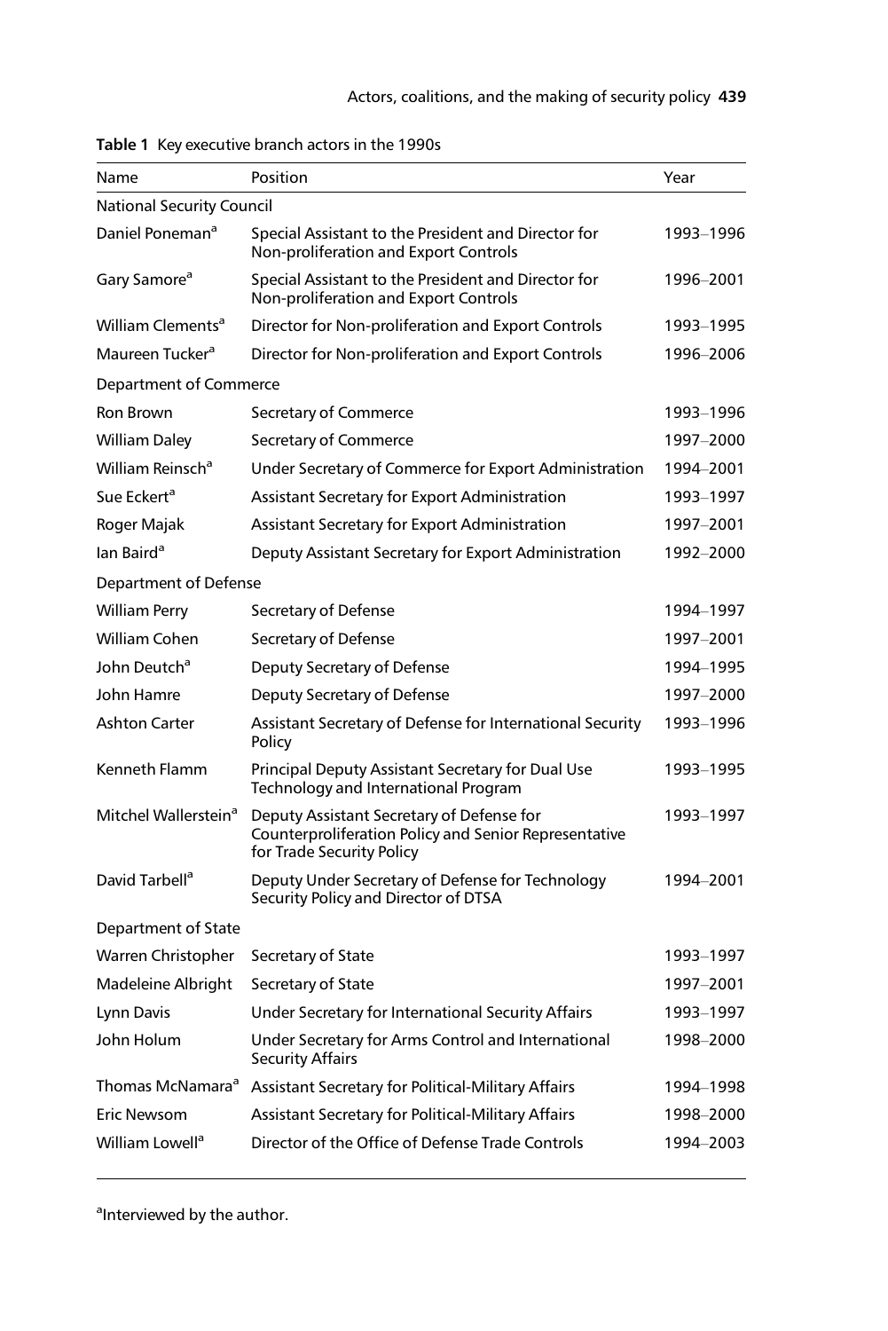**Table 1** Key executive branch actors in the 1990s

| Name | Position | Year |
|---|---|---|
| National Security Council | | |
| Daniel Poneman[a] | Special Assistant to the President and Director for Non-proliferation and Export Controls | 1993–1996 |
| Gary Samore[a] | Special Assistant to the President and Director for Non-proliferation and Export Controls | 1996–2001 |
| William Clements[a] | Director for Non-proliferation and Export Controls | 1993–1995 |
| Maureen Tucker[a] | Director for Non-proliferation and Export Controls | 1996–2006 |
| Department of Commerce | | |
| Ron Brown | Secretary of Commerce | 1993–1996 |
| William Daley | Secretary of Commerce | 1997–2000 |
| William Reinsch[a] | Under Secretary of Commerce for Export Administration | 1994–2001 |
| Sue Eckert[a] | Assistant Secretary for Export Administration | 1993–1997 |
| Roger Majak | Assistant Secretary for Export Administration | 1997–2001 |
| Ian Baird[a] | Deputy Assistant Secretary for Export Administration | 1992–2000 |
| Department of Defense | | |
| William Perry | Secretary of Defense | 1994–1997 |
| William Cohen | Secretary of Defense | 1997–2001 |
| John Deutch[a] | Deputy Secretary of Defense | 1994–1995 |
| John Hamre | Deputy Secretary of Defense | 1997–2000 |
| Ashton Carter | Assistant Secretary of Defense for International Security Policy | 1993–1996 |
| Kenneth Flamm | Principal Deputy Assistant Secretary for Dual Use Technology and International Program | 1993–1995 |
| Mitchel Wallerstein[a] | Deputy Assistant Secretary of Defense for Counterproliferation Policy and Senior Representative for Trade Security Policy | 1993–1997 |
| David Tarbell[a] | Deputy Under Secretary of Defense for Technology Security Policy and Director of DTSA | 1994–2001 |
| Department of State | | |
| Warren Christopher | Secretary of State | 1993–1997 |
| Madeleine Albright | Secretary of State | 1997–2001 |
| Lynn Davis | Under Secretary for International Security Affairs | 1993–1997 |
| John Holum | Under Secretary for Arms Control and International Security Affairs | 1998–2000 |
| Thomas McNamara[a] | Assistant Secretary for Political-Military Affairs | 1994–1998 |
| Eric Newsom | Assistant Secretary for Political-Military Affairs | 1998–2000 |
| William Lowell[a] | Director of the Office of Defense Trade Controls | 1994–2003 |

[a]Interviewed by the author.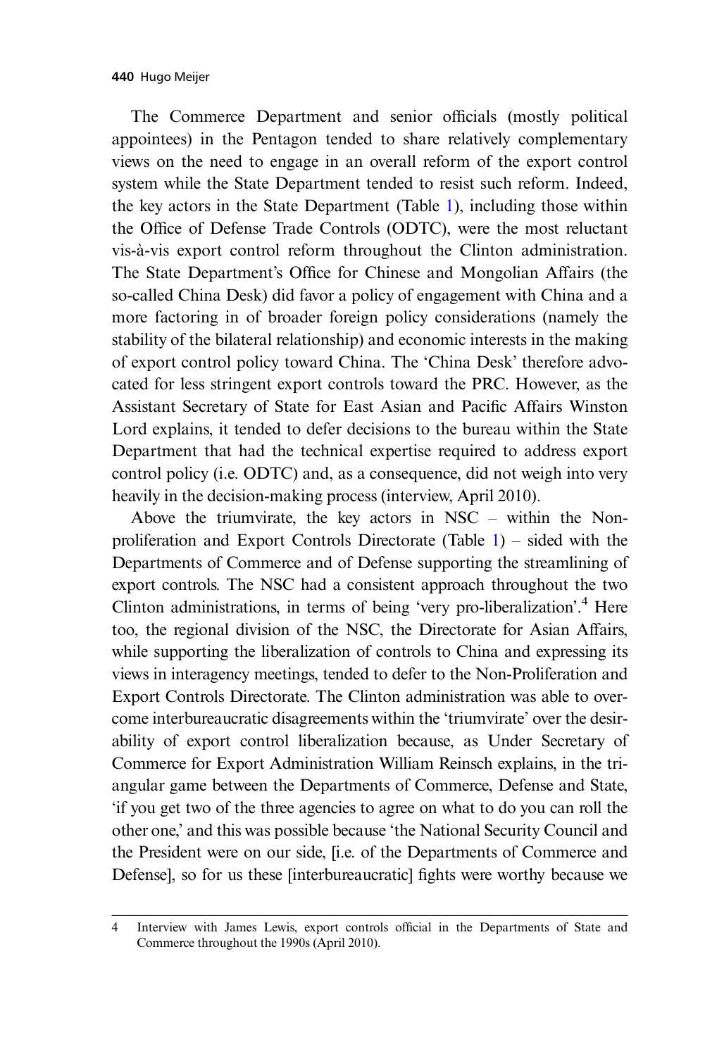The Commerce Department and senior officials (mostly political appointees) in the Pentagon tended to share relatively complementary views on the need to engage in an overall reform of the export control system while the State Department tended to resist such reform. Indeed, the key actors in the State Department (Table 1), including those within the Office of Defense Trade Controls (ODTC), were the most reluctant vis-à-vis export control reform throughout the Clinton administration. The State Department's Office for Chinese and Mongolian Affairs (the so-called China Desk) did favor a policy of engagement with China and a more factoring in of broader foreign policy considerations (namely the stability of the bilateral relationship) and economic interests in the making of export control policy toward China. The 'China Desk' therefore advocated for less stringent export controls toward the PRC. However, as the Assistant Secretary of State for East Asian and Pacific Affairs Winston Lord explains, it tended to defer decisions to the bureau within the State Department that had the technical expertise required to address export control policy (i.e. ODTC) and, as a consequence, did not weigh into very heavily in the decision-making process (interview, April 2010).

Above the triumvirate, the key actors in NSC – within the Non-proliferation and Export Controls Directorate (Table 1) – sided with the Departments of Commerce and of Defense supporting the streamlining of export controls. The NSC had a consistent approach throughout the two Clinton administrations, in terms of being 'very pro-liberalization'.[4] Here too, the regional division of the NSC, the Directorate for Asian Affairs, while supporting the liberalization of controls to China and expressing its views in interagency meetings, tended to defer to the Non-Proliferation and Export Controls Directorate. The Clinton administration was able to overcome interbureaucratic disagreements within the 'triumvirate' over the desirability of export control liberalization because, as Under Secretary of Commerce for Export Administration William Reinsch explains, in the triangular game between the Departments of Commerce, Defense and State, 'if you get two of the three agencies to agree on what to do you can roll the other one,' and this was possible because 'the National Security Council and the President were on our side, [i.e. of the Departments of Commerce and Defense], so for us these [interbureaucratic] fights were worthy because we

---

4 Interview with James Lewis, export controls official in the Departments of State and Commerce throughout the 1990s (April 2010).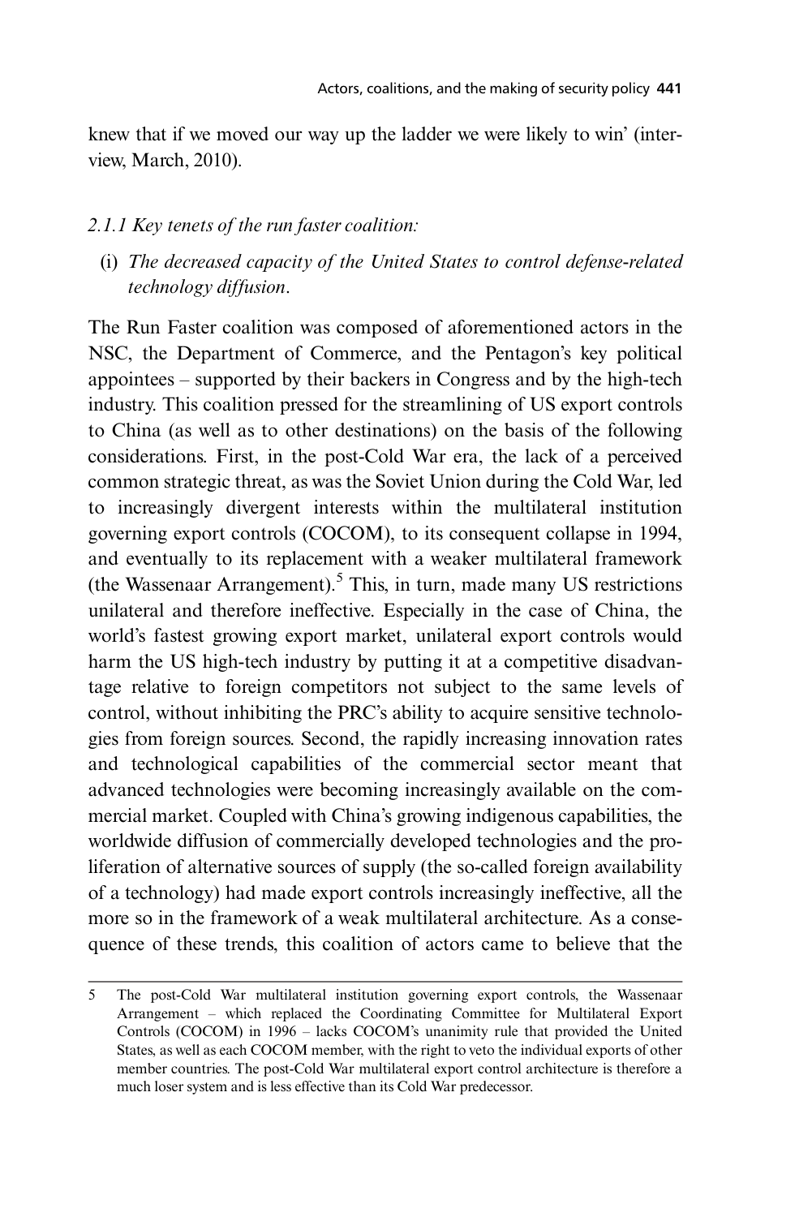knew that if we moved our way up the ladder we were likely to win' (interview, March, 2010).

### *2.1.1 Key tenets of the run faster coalition:*

(i) *The decreased capacity of the United States to control defense-related technology diffusion*.

The Run Faster coalition was composed of aforementioned actors in the NSC, the Department of Commerce, and the Pentagon's key political appointees – supported by their backers in Congress and by the high-tech industry. This coalition pressed for the streamlining of US export controls to China (as well as to other destinations) on the basis of the following considerations. First, in the post-Cold War era, the lack of a perceived common strategic threat, as was the Soviet Union during the Cold War, led to increasingly divergent interests within the multilateral institution governing export controls (COCOM), to its consequent collapse in 1994, and eventually to its replacement with a weaker multilateral framework (the Wassenaar Arrangement).[5] This, in turn, made many US restrictions unilateral and therefore ineffective. Especially in the case of China, the world's fastest growing export market, unilateral export controls would harm the US high-tech industry by putting it at a competitive disadvantage relative to foreign competitors not subject to the same levels of control, without inhibiting the PRC's ability to acquire sensitive technologies from foreign sources. Second, the rapidly increasing innovation rates and technological capabilities of the commercial sector meant that advanced technologies were becoming increasingly available on the commercial market. Coupled with China's growing indigenous capabilities, the worldwide diffusion of commercially developed technologies and the proliferation of alternative sources of supply (the so-called foreign availability of a technology) had made export controls increasingly ineffective, all the more so in the framework of a weak multilateral architecture. As a consequence of these trends, this coalition of actors came to believe that the

5 The post-Cold War multilateral institution governing export controls, the Wassenaar Arrangement – which replaced the Coordinating Committee for Multilateral Export Controls (COCOM) in 1996 – lacks COCOM's unanimity rule that provided the United States, as well as each COCOM member, with the right to veto the individual exports of other member countries. The post-Cold War multilateral export control architecture is therefore a much loser system and is less effective than its Cold War predecessor.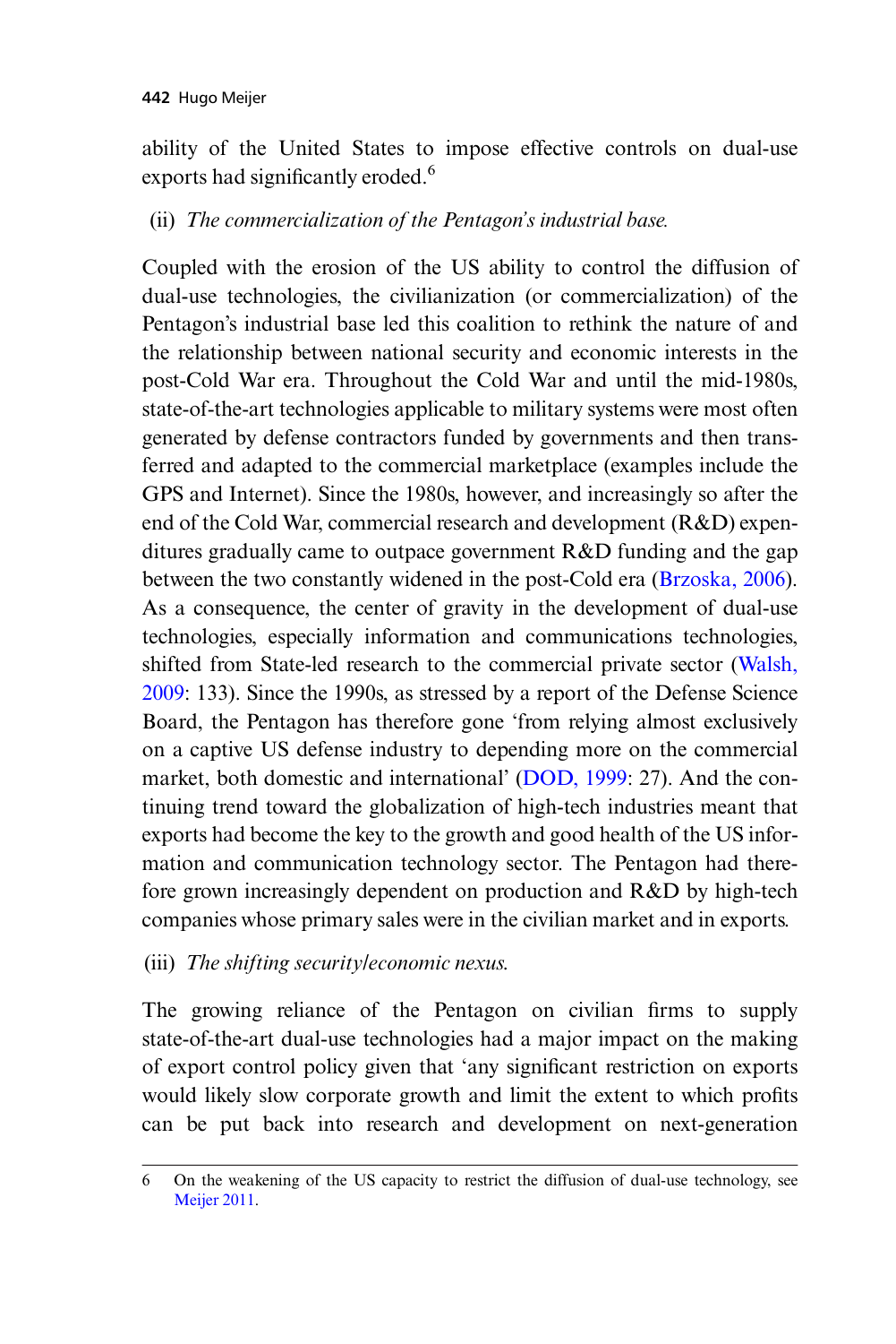ability of the United States to impose effective controls on dual-use exports had significantly eroded.[6]

(ii) *The commercialization of the Pentagon's industrial base.*

Coupled with the erosion of the US ability to control the diffusion of dual-use technologies, the civilianization (or commercialization) of the Pentagon's industrial base led this coalition to rethink the nature of and the relationship between national security and economic interests in the post-Cold War era. Throughout the Cold War and until the mid-1980s, state-of-the-art technologies applicable to military systems were most often generated by defense contractors funded by governments and then transferred and adapted to the commercial marketplace (examples include the GPS and Internet). Since the 1980s, however, and increasingly so after the end of the Cold War, commercial research and development (R&D) expenditures gradually came to outpace government R&D funding and the gap between the two constantly widened in the post-Cold era (Brzoska, 2006). As a consequence, the center of gravity in the development of dual-use technologies, especially information and communications technologies, shifted from State-led research to the commercial private sector (Walsh, 2009: 133). Since the 1990s, as stressed by a report of the Defense Science Board, the Pentagon has therefore gone 'from relying almost exclusively on a captive US defense industry to depending more on the commercial market, both domestic and international' (DOD, 1999: 27). And the continuing trend toward the globalization of high-tech industries meant that exports had become the key to the growth and good health of the US information and communication technology sector. The Pentagon had therefore grown increasingly dependent on production and R&D by high-tech companies whose primary sales were in the civilian market and in exports.

(iii) *The shifting security/economic nexus.*

The growing reliance of the Pentagon on civilian firms to supply state-of-the-art dual-use technologies had a major impact on the making of export control policy given that 'any significant restriction on exports would likely slow corporate growth and limit the extent to which profits can be put back into research and development on next-generation

6 On the weakening of the US capacity to restrict the diffusion of dual-use technology, see Meijer 2011.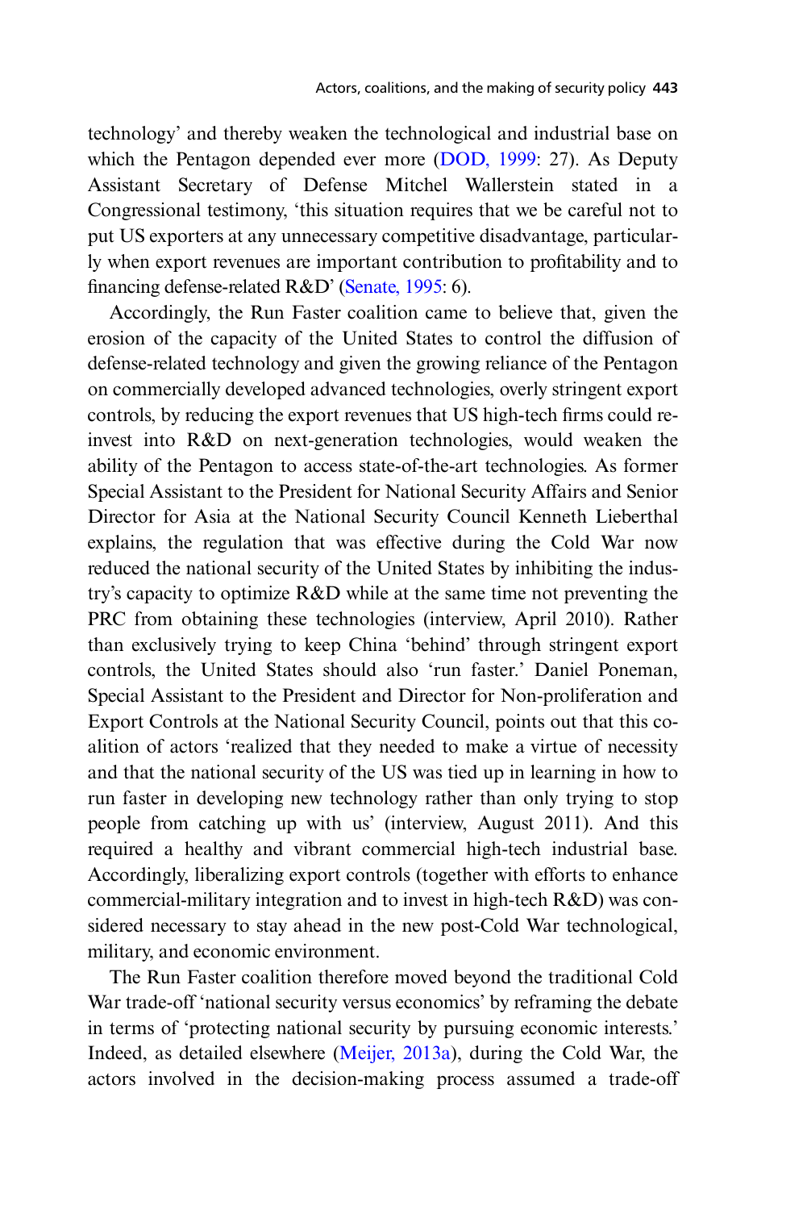technology' and thereby weaken the technological and industrial base on which the Pentagon depended ever more (DOD, 1999: 27). As Deputy Assistant Secretary of Defense Mitchel Wallerstein stated in a Congressional testimony, 'this situation requires that we be careful not to put US exporters at any unnecessary competitive disadvantage, particularly when export revenues are important contribution to profitability and to financing defense-related R&D' (Senate, 1995: 6).

Accordingly, the Run Faster coalition came to believe that, given the erosion of the capacity of the United States to control the diffusion of defense-related technology and given the growing reliance of the Pentagon on commercially developed advanced technologies, overly stringent export controls, by reducing the export revenues that US high-tech firms could reinvest into R&D on next-generation technologies, would weaken the ability of the Pentagon to access state-of-the-art technologies. As former Special Assistant to the President for National Security Affairs and Senior Director for Asia at the National Security Council Kenneth Lieberthal explains, the regulation that was effective during the Cold War now reduced the national security of the United States by inhibiting the industry's capacity to optimize R&D while at the same time not preventing the PRC from obtaining these technologies (interview, April 2010). Rather than exclusively trying to keep China 'behind' through stringent export controls, the United States should also 'run faster.' Daniel Poneman, Special Assistant to the President and Director for Non-proliferation and Export Controls at the National Security Council, points out that this coalition of actors 'realized that they needed to make a virtue of necessity and that the national security of the US was tied up in learning in how to run faster in developing new technology rather than only trying to stop people from catching up with us' (interview, August 2011). And this required a healthy and vibrant commercial high-tech industrial base. Accordingly, liberalizing export controls (together with efforts to enhance commercial-military integration and to invest in high-tech R&D) was considered necessary to stay ahead in the new post-Cold War technological, military, and economic environment.

The Run Faster coalition therefore moved beyond the traditional Cold War trade-off 'national security versus economics' by reframing the debate in terms of 'protecting national security by pursuing economic interests.' Indeed, as detailed elsewhere (Meijer, 2013a), during the Cold War, the actors involved in the decision-making process assumed a trade-off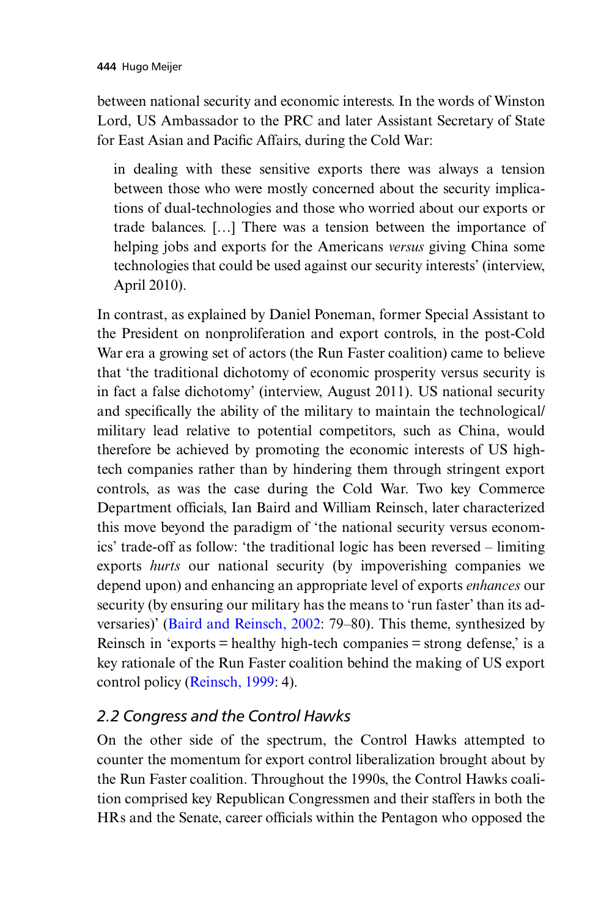between national security and economic interests. In the words of Winston Lord, US Ambassador to the PRC and later Assistant Secretary of State for East Asian and Pacific Affairs, during the Cold War:

> in dealing with these sensitive exports there was always a tension between those who were mostly concerned about the security implications of dual-technologies and those who worried about our exports or trade balances. […] There was a tension between the importance of helping jobs and exports for the Americans *versus* giving China some technologies that could be used against our security interests' (interview, April 2010).

In contrast, as explained by Daniel Poneman, former Special Assistant to the President on nonproliferation and export controls, in the post-Cold War era a growing set of actors (the Run Faster coalition) came to believe that 'the traditional dichotomy of economic prosperity versus security is in fact a false dichotomy' (interview, August 2011). US national security and specifically the ability of the military to maintain the technological/military lead relative to potential competitors, such as China, would therefore be achieved by promoting the economic interests of US high-tech companies rather than by hindering them through stringent export controls, as was the case during the Cold War. Two key Commerce Department officials, Ian Baird and William Reinsch, later characterized this move beyond the paradigm of 'the national security versus economics' trade-off as follow: 'the traditional logic has been reversed – limiting exports *hurts* our national security (by impoverishing companies we depend upon) and enhancing an appropriate level of exports *enhances* our security (by ensuring our military has the means to 'run faster' than its adversaries)' (Baird and Reinsch, 2002: 79–80). This theme, synthesized by Reinsch in 'exports = healthy high-tech companies = strong defense,' is a key rationale of the Run Faster coalition behind the making of US export control policy (Reinsch, 1999: 4).

## 2.2 Congress and the Control Hawks

On the other side of the spectrum, the Control Hawks attempted to counter the momentum for export control liberalization brought about by the Run Faster coalition. Throughout the 1990s, the Control Hawks coalition comprised key Republican Congressmen and their staffers in both the HRs and the Senate, career officials within the Pentagon who opposed the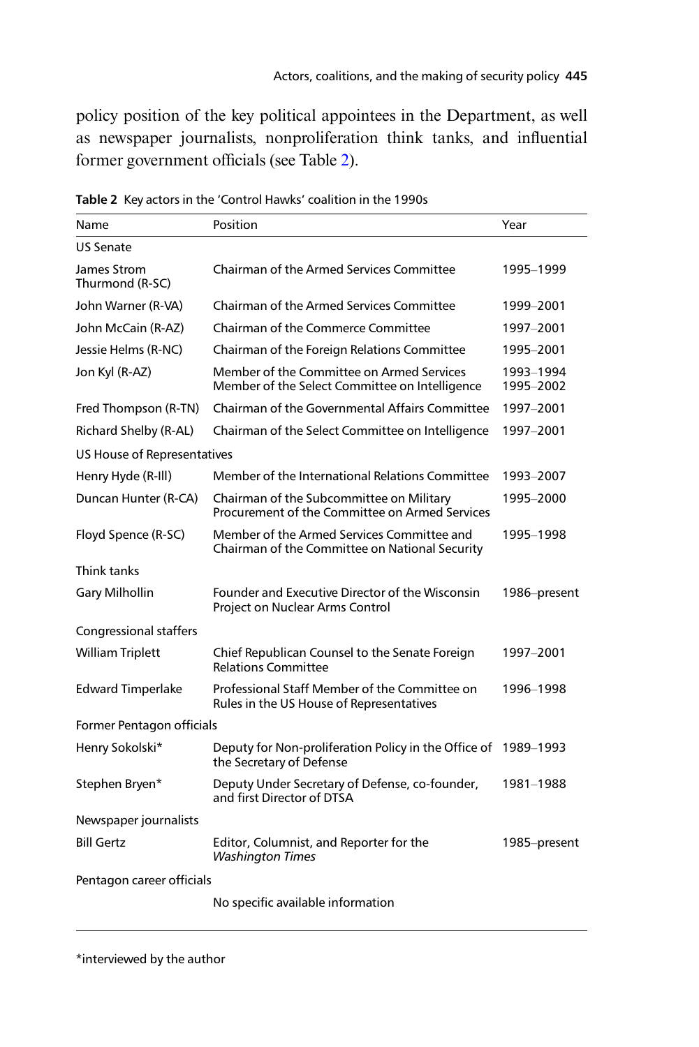policy position of the key political appointees in the Department, as well as newspaper journalists, nonproliferation think tanks, and influential former government officials (see Table 2).

**Table 2** Key actors in the 'Control Hawks' coalition in the 1990s

| Name | Position | Year |
|---|---|---|
| US Senate | | |
| James Strom Thurmond (R-SC) | Chairman of the Armed Services Committee | 1995–1999 |
| John Warner (R-VA) | Chairman of the Armed Services Committee | 1999–2001 |
| John McCain (R-AZ) | Chairman of the Commerce Committee | 1997–2001 |
| Jessie Helms (R-NC) | Chairman of the Foreign Relations Committee | 1995–2001 |
| Jon Kyl (R-AZ) | Member of the Committee on Armed Services<br>Member of the Select Committee on Intelligence | 1993–1994<br>1995–2002 |
| Fred Thompson (R-TN) | Chairman of the Governmental Affairs Committee | 1997–2001 |
| Richard Shelby (R-AL) | Chairman of the Select Committee on Intelligence | 1997–2001 |
| US House of Representatives | | |
| Henry Hyde (R-Ill) | Member of the International Relations Committee | 1993–2007 |
| Duncan Hunter (R-CA) | Chairman of the Subcommittee on Military Procurement of the Committee on Armed Services | 1995–2000 |
| Floyd Spence (R-SC) | Member of the Armed Services Committee and Chairman of the Committee on National Security | 1995–1998 |
| Think tanks | | |
| Gary Milhollin | Founder and Executive Director of the Wisconsin Project on Nuclear Arms Control | 1986–present |
| Congressional staffers | | |
| William Triplett | Chief Republican Counsel to the Senate Foreign Relations Committee | 1997–2001 |
| Edward Timperlake | Professional Staff Member of the Committee on Rules in the US House of Representatives | 1996–1998 |
| Former Pentagon officials | | |
| Henry Sokolski* | Deputy for Non-proliferation Policy in the Office of the Secretary of Defense | 1989–1993 |
| Stephen Bryen* | Deputy Under Secretary of Defense, co-founder, and first Director of DTSA | 1981–1988 |
| Newspaper journalists | | |
| Bill Gertz | Editor, Columnist, and Reporter for the *Washington Times* | 1985–present |
| Pentagon career officials | | |
| | No specific available information | |

*interviewed by the author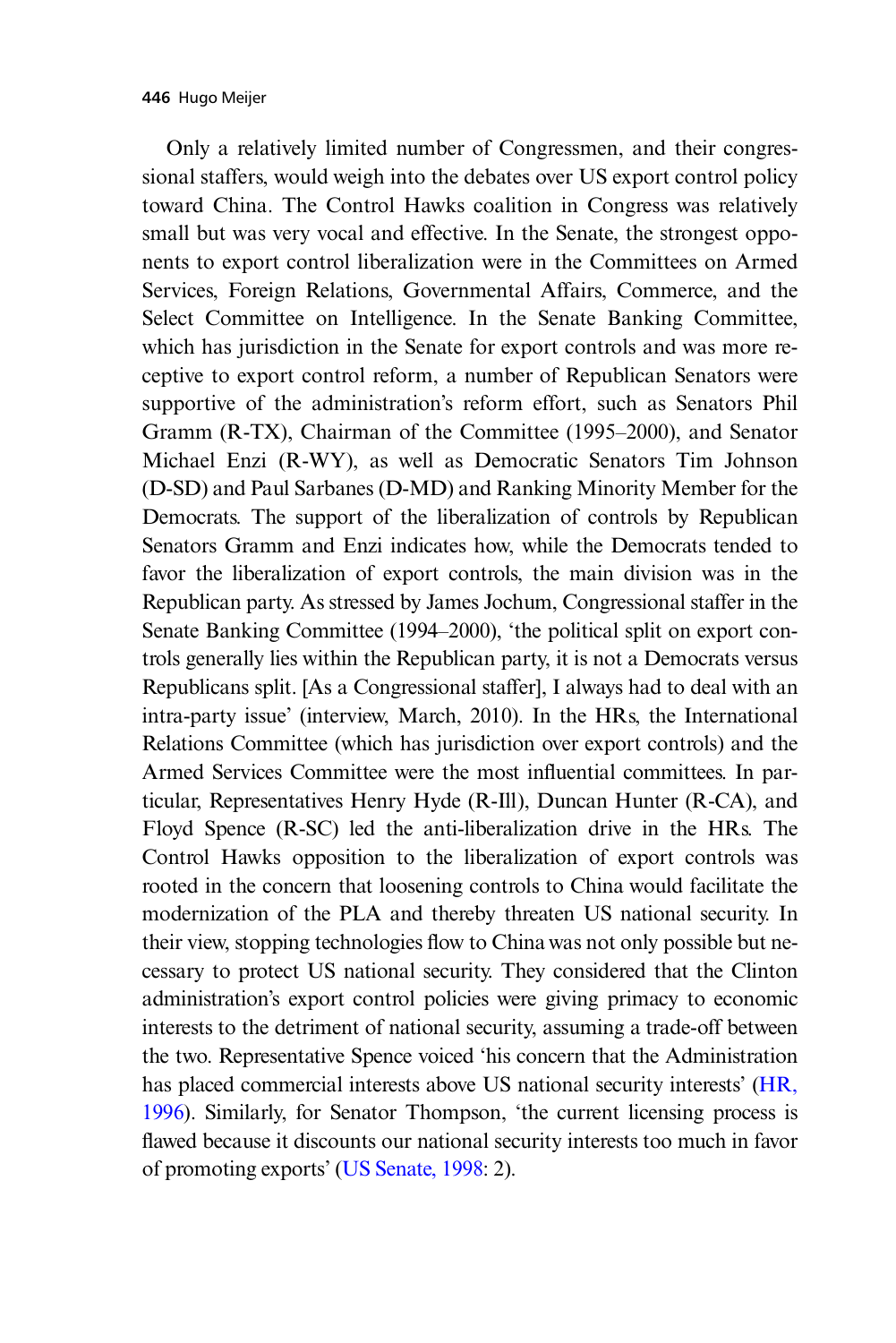Only a relatively limited number of Congressmen, and their congressional staffers, would weigh into the debates over US export control policy toward China. The Control Hawks coalition in Congress was relatively small but was very vocal and effective. In the Senate, the strongest opponents to export control liberalization were in the Committees on Armed Services, Foreign Relations, Governmental Affairs, Commerce, and the Select Committee on Intelligence. In the Senate Banking Committee, which has jurisdiction in the Senate for export controls and was more receptive to export control reform, a number of Republican Senators were supportive of the administration's reform effort, such as Senators Phil Gramm (R-TX), Chairman of the Committee (1995–2000), and Senator Michael Enzi (R-WY), as well as Democratic Senators Tim Johnson (D-SD) and Paul Sarbanes (D-MD) and Ranking Minority Member for the Democrats. The support of the liberalization of controls by Republican Senators Gramm and Enzi indicates how, while the Democrats tended to favor the liberalization of export controls, the main division was in the Republican party. As stressed by James Jochum, Congressional staffer in the Senate Banking Committee (1994–2000), 'the political split on export controls generally lies within the Republican party, it is not a Democrats versus Republicans split. [As a Congressional staffer], I always had to deal with an intra-party issue' (interview, March, 2010). In the HRs, the International Relations Committee (which has jurisdiction over export controls) and the Armed Services Committee were the most influential committees. In particular, Representatives Henry Hyde (R-Ill), Duncan Hunter (R-CA), and Floyd Spence (R-SC) led the anti-liberalization drive in the HRs. The Control Hawks opposition to the liberalization of export controls was rooted in the concern that loosening controls to China would facilitate the modernization of the PLA and thereby threaten US national security. In their view, stopping technologies flow to China was not only possible but necessary to protect US national security. They considered that the Clinton administration's export control policies were giving primacy to economic interests to the detriment of national security, assuming a trade-off between the two. Representative Spence voiced 'his concern that the Administration has placed commercial interests above US national security interests' (HR, 1996). Similarly, for Senator Thompson, 'the current licensing process is flawed because it discounts our national security interests too much in favor of promoting exports' (US Senate, 1998: 2).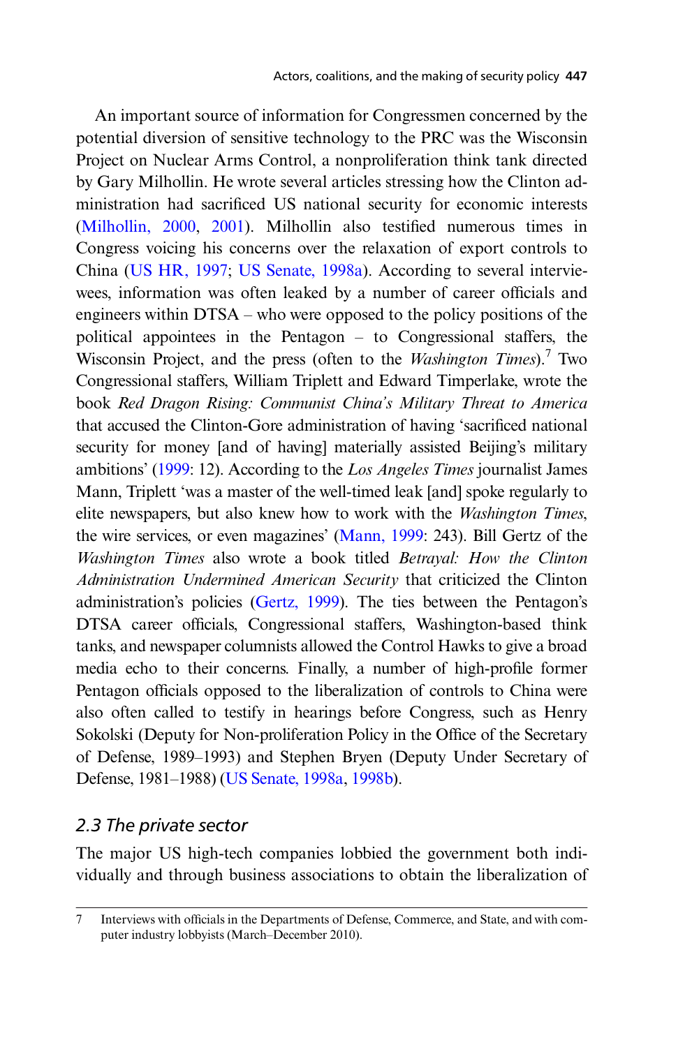An important source of information for Congressmen concerned by the potential diversion of sensitive technology to the PRC was the Wisconsin Project on Nuclear Arms Control, a nonproliferation think tank directed by Gary Milhollin. He wrote several articles stressing how the Clinton administration had sacrificed US national security for economic interests (Milhollin, 2000, 2001). Milhollin also testified numerous times in Congress voicing his concerns over the relaxation of export controls to China (US HR, 1997; US Senate, 1998a). According to several interviewees, information was often leaked by a number of career officials and engineers within DTSA – who were opposed to the policy positions of the political appointees in the Pentagon – to Congressional staffers, the Wisconsin Project, and the press (often to the *Washington Times*).[7] Two Congressional staffers, William Triplett and Edward Timperlake, wrote the book *Red Dragon Rising: Communist China's Military Threat to America* that accused the Clinton-Gore administration of having 'sacrificed national security for money [and of having] materially assisted Beijing's military ambitions' (1999: 12). According to the *Los Angeles Times* journalist James Mann, Triplett 'was a master of the well-timed leak [and] spoke regularly to elite newspapers, but also knew how to work with the *Washington Times*, the wire services, or even magazines' (Mann, 1999: 243). Bill Gertz of the *Washington Times* also wrote a book titled *Betrayal: How the Clinton Administration Undermined American Security* that criticized the Clinton administration's policies (Gertz, 1999). The ties between the Pentagon's DTSA career officials, Congressional staffers, Washington-based think tanks, and newspaper columnists allowed the Control Hawks to give a broad media echo to their concerns. Finally, a number of high-profile former Pentagon officials opposed to the liberalization of controls to China were also often called to testify in hearings before Congress, such as Henry Sokolski (Deputy for Non-proliferation Policy in the Office of the Secretary of Defense, 1989–1993) and Stephen Bryen (Deputy Under Secretary of Defense, 1981–1988) (US Senate, 1998a, 1998b).

### *2.3 The private sector*

The major US high-tech companies lobbied the government both individually and through business associations to obtain the liberalization of

---

7 Interviews with officials in the Departments of Defense, Commerce, and State, and with computer industry lobbyists (March–December 2010).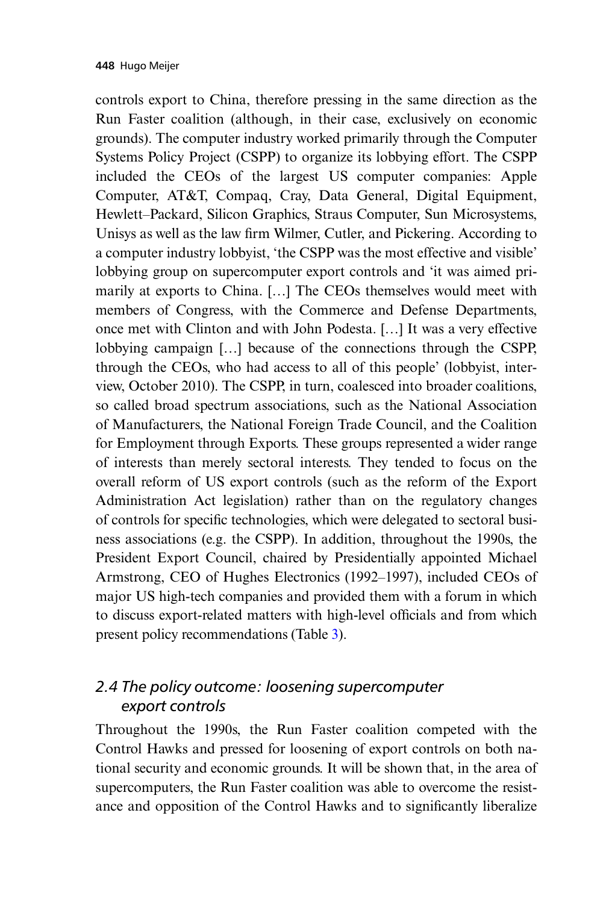controls export to China, therefore pressing in the same direction as the Run Faster coalition (although, in their case, exclusively on economic grounds). The computer industry worked primarily through the Computer Systems Policy Project (CSPP) to organize its lobbying effort. The CSPP included the CEOs of the largest US computer companies: Apple Computer, AT&T, Compaq, Cray, Data General, Digital Equipment, Hewlett–Packard, Silicon Graphics, Straus Computer, Sun Microsystems, Unisys as well as the law firm Wilmer, Cutler, and Pickering. According to a computer industry lobbyist, 'the CSPP was the most effective and visible' lobbying group on supercomputer export controls and 'it was aimed primarily at exports to China. […] The CEOs themselves would meet with members of Congress, with the Commerce and Defense Departments, once met with Clinton and with John Podesta. […] It was a very effective lobbying campaign […] because of the connections through the CSPP, through the CEOs, who had access to all of this people' (lobbyist, interview, October 2010). The CSPP, in turn, coalesced into broader coalitions, so called broad spectrum associations, such as the National Association of Manufacturers, the National Foreign Trade Council, and the Coalition for Employment through Exports. These groups represented a wider range of interests than merely sectoral interests. They tended to focus on the overall reform of US export controls (such as the reform of the Export Administration Act legislation) rather than on the regulatory changes of controls for specific technologies, which were delegated to sectoral business associations (e.g. the CSPP). In addition, throughout the 1990s, the President Export Council, chaired by Presidentially appointed Michael Armstrong, CEO of Hughes Electronics (1992–1997), included CEOs of major US high-tech companies and provided them with a forum in which to discuss export-related matters with high-level officials and from which present policy recommendations (Table 3).

### *2.4 The policy outcome: loosening supercomputer export controls*

Throughout the 1990s, the Run Faster coalition competed with the Control Hawks and pressed for loosening of export controls on both national security and economic grounds. It will be shown that, in the area of supercomputers, the Run Faster coalition was able to overcome the resistance and opposition of the Control Hawks and to significantly liberalize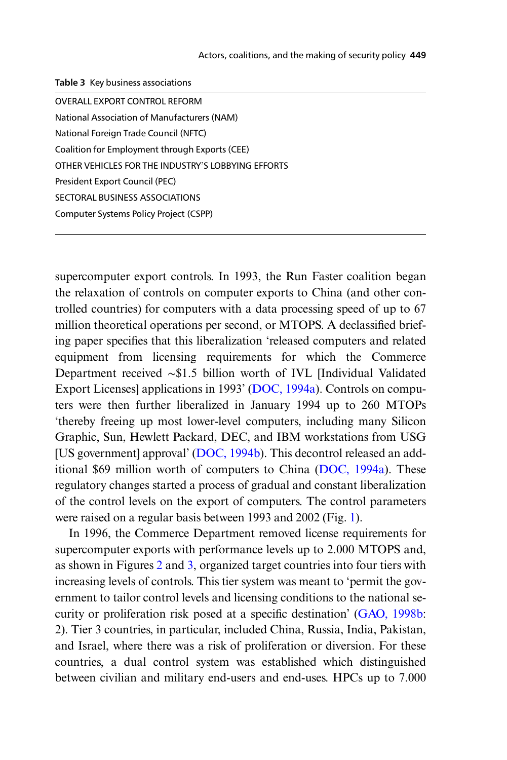Table 3 Key business associations

| |
|---|
| OVERALL EXPORT CONTROL REFORM |
| National Association of Manufacturers (NAM) |
| National Foreign Trade Council (NFTC) |
| Coalition for Employment through Exports (CEE) |
| OTHER VEHICLES FOR THE INDUSTRY'S LOBBYING EFFORTS |
| President Export Council (PEC) |
| SECTORAL BUSINESS ASSOCIATIONS |
| Computer Systems Policy Project (CSPP) |

supercomputer export controls. In 1993, the Run Faster coalition began the relaxation of controls on computer exports to China (and other controlled countries) for computers with a data processing speed of up to 67 million theoretical operations per second, or MTOPS. A declassified briefing paper specifies that this liberalization 'released computers and related equipment from licensing requirements for which the Commerce Department received ~\$1.5 billion worth of IVL [Individual Validated Export Licenses] applications in 1993' (DOC, 1994a). Controls on computers were then further liberalized in January 1994 up to 260 MTOPs 'thereby freeing up most lower-level computers, including many Silicon Graphic, Sun, Hewlett Packard, DEC, and IBM workstations from USG [US government] approval' (DOC, 1994b). This decontrol released an additional \$69 million worth of computers to China (DOC, 1994a). These regulatory changes started a process of gradual and constant liberalization of the control levels on the export of computers. The control parameters were raised on a regular basis between 1993 and 2002 (Fig. 1).

In 1996, the Commerce Department removed license requirements for supercomputer exports with performance levels up to 2.000 MTOPS and, as shown in Figures 2 and 3, organized target countries into four tiers with increasing levels of controls. This tier system was meant to 'permit the government to tailor control levels and licensing conditions to the national security or proliferation risk posed at a specific destination' (GAO, 1998b: 2). Tier 3 countries, in particular, included China, Russia, India, Pakistan, and Israel, where there was a risk of proliferation or diversion. For these countries, a dual control system was established which distinguished between civilian and military end-users and end-uses. HPCs up to 7.000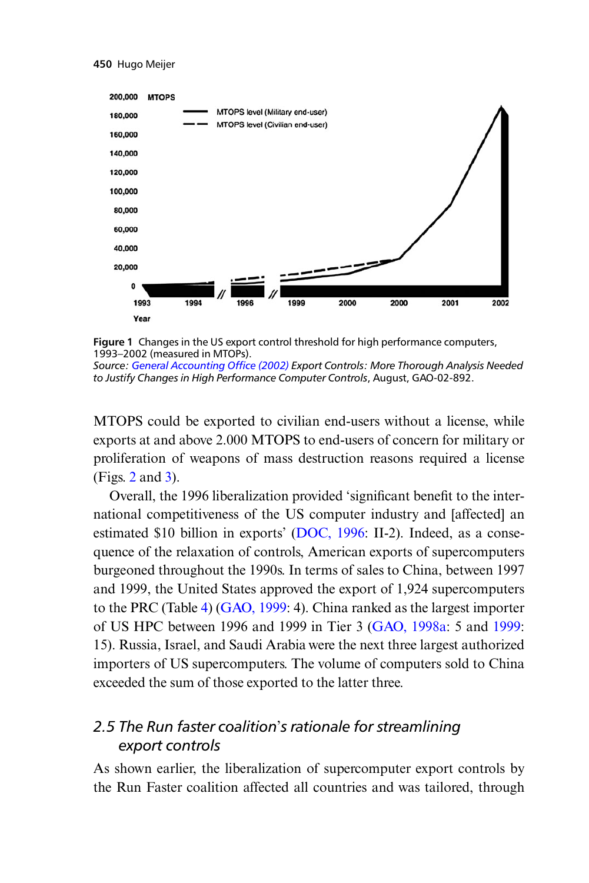Figure 1 Changes in the US export control threshold for high performance computers, 1993–2002 (measured in MTOPs).
*Source: General Accounting Office (2002) Export Controls: More Thorough Analysis Needed to Justify Changes in High Performance Computer Controls*, August, GAO-02-892.

MTOPS could be exported to civilian end-users without a license, while exports at and above 2.000 MTOPS to end-users of concern for military or proliferation of weapons of mass destruction reasons required a license (Figs. 2 and 3).

Overall, the 1996 liberalization provided 'significant benefit to the international competitiveness of the US computer industry and [affected] an estimated $10 billion in exports' (DOC, 1996: II-2). Indeed, as a consequence of the relaxation of controls, American exports of supercomputers burgeoned throughout the 1990s. In terms of sales to China, between 1997 and 1999, the United States approved the export of 1,924 supercomputers to the PRC (Table 4) (GAO, 1999: 4). China ranked as the largest importer of US HPC between 1996 and 1999 in Tier 3 (GAO, 1998a: 5 and 1999: 15). Russia, Israel, and Saudi Arabia were the next three largest authorized importers of US supercomputers. The volume of computers sold to China exceeded the sum of those exported to the latter three.

## *2.5 The Run faster coalition's rationale for streamlining export controls*

As shown earlier, the liberalization of supercomputer export controls by the Run Faster coalition affected all countries and was tailored, through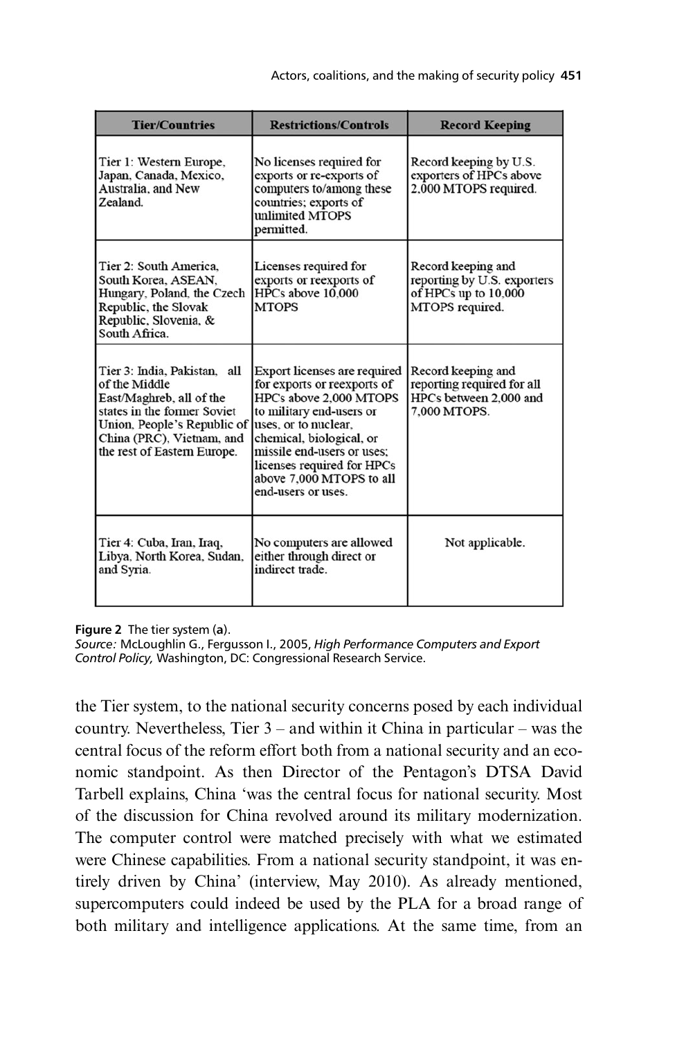| Tier/Countries | Restrictions/Controls | Record Keeping |
| --- | --- | --- |
| Tier 1: Western Europe, Japan, Canada, Mexico, Australia, and New Zealand. | No licenses required for exports or re-exports of computers to/among these countries; exports of unlimited MTOPS permitted. | Record keeping by U.S. exporters of HPCs above 2,000 MTOPS required. |
| Tier 2: South America, South Korea, ASEAN, Hungary, Poland, the Czech Republic, the Slovak Republic, Slovenia, & South Africa. | Licenses required for exports or reexports of HPCs above 10,000 MTOPS | Record keeping and reporting by U.S. exporters of HPCs up to 10,000 MTOPS required. |
| Tier 3: India, Pakistan, all of the Middle East/Maghreb, all of the states in the former Soviet Union, People's Republic of China (PRC), Vietnam, and the rest of Eastern Europe. | Export licenses are required for exports or reexports of HPCs above 2,000 MTOPS to military end-users or uses, or to nuclear, chemical, biological, or missile end-users or uses; licenses required for HPCs above 7,000 MTOPS to all end-users or uses. | Record keeping and reporting required for all HPCs between 2,000 and 7,000 MTOPS. |
| Tier 4: Cuba, Iran, Iraq, Libya, North Korea, Sudan, and Syria. | No computers are allowed either through direct or indirect trade. | Not applicable. |

**Figure 2** The tier system (**a**).
*Source:* McLoughlin G., Fergusson I., 2005, *High Performance Computers and Export Control Policy,* Washington, DC: Congressional Research Service.

the Tier system, to the national security concerns posed by each individual country. Nevertheless, Tier 3 – and within it China in particular – was the central focus of the reform effort both from a national security and an economic standpoint. As then Director of the Pentagon's DTSA David Tarbell explains, China 'was the central focus for national security. Most of the discussion for China revolved around its military modernization. The computer control were matched precisely with what we estimated were Chinese capabilities. From a national security standpoint, it was entirely driven by China' (interview, May 2010). As already mentioned, supercomputers could indeed be used by the PLA for a broad range of both military and intelligence applications. At the same time, from an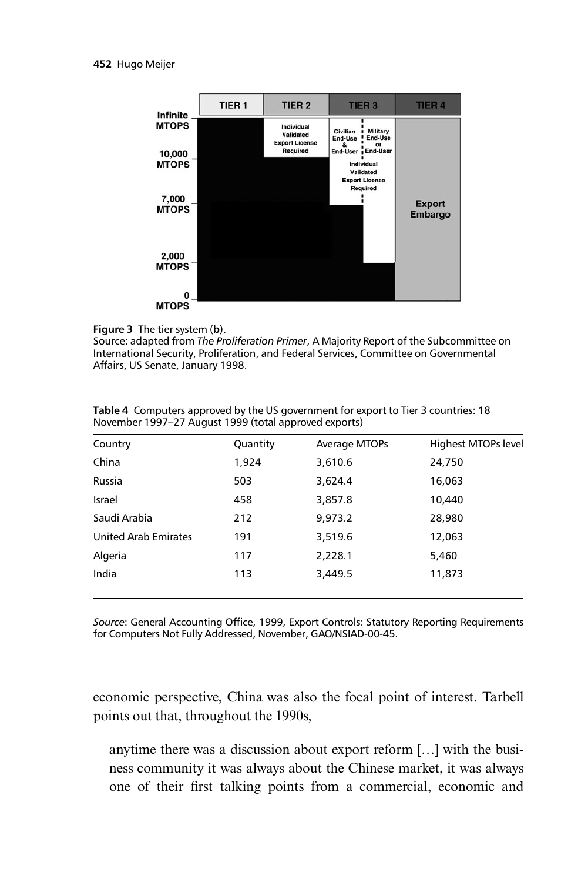**Figure 3** The tier system (**b**).
Source: adapted from *The Proliferation Primer*, A Majority Report of the Subcommittee on International Security, Proliferation, and Federal Services, Committee on Governmental Affairs, US Senate, January 1998.

**Table 4** Computers approved by the US government for export to Tier 3 countries: 18 November 1997–27 August 1999 (total approved exports)

| Country | Quantity | Average MTOPs | Highest MTOPs level |
|---|---|---|---|
| China | 1,924 | 3,610.6 | 24,750 |
| Russia | 503 | 3,624.4 | 16,063 |
| Israel | 458 | 3,857.8 | 10,440 |
| Saudi Arabia | 212 | 9,973.2 | 28,980 |
| United Arab Emirates | 191 | 3,519.6 | 12,063 |
| Algeria | 117 | 2,228.1 | 5,460 |
| India | 113 | 3,449.5 | 11,873 |

*Source*: General Accounting Office, 1999, Export Controls: Statutory Reporting Requirements for Computers Not Fully Addressed, November, GAO/NSIAD-00-45.

economic perspective, China was also the focal point of interest. Tarbell points out that, throughout the 1990s,

> anytime there was a discussion about export reform […] with the business community it was always about the Chinese market, it was always one of their first talking points from a commercial, economic and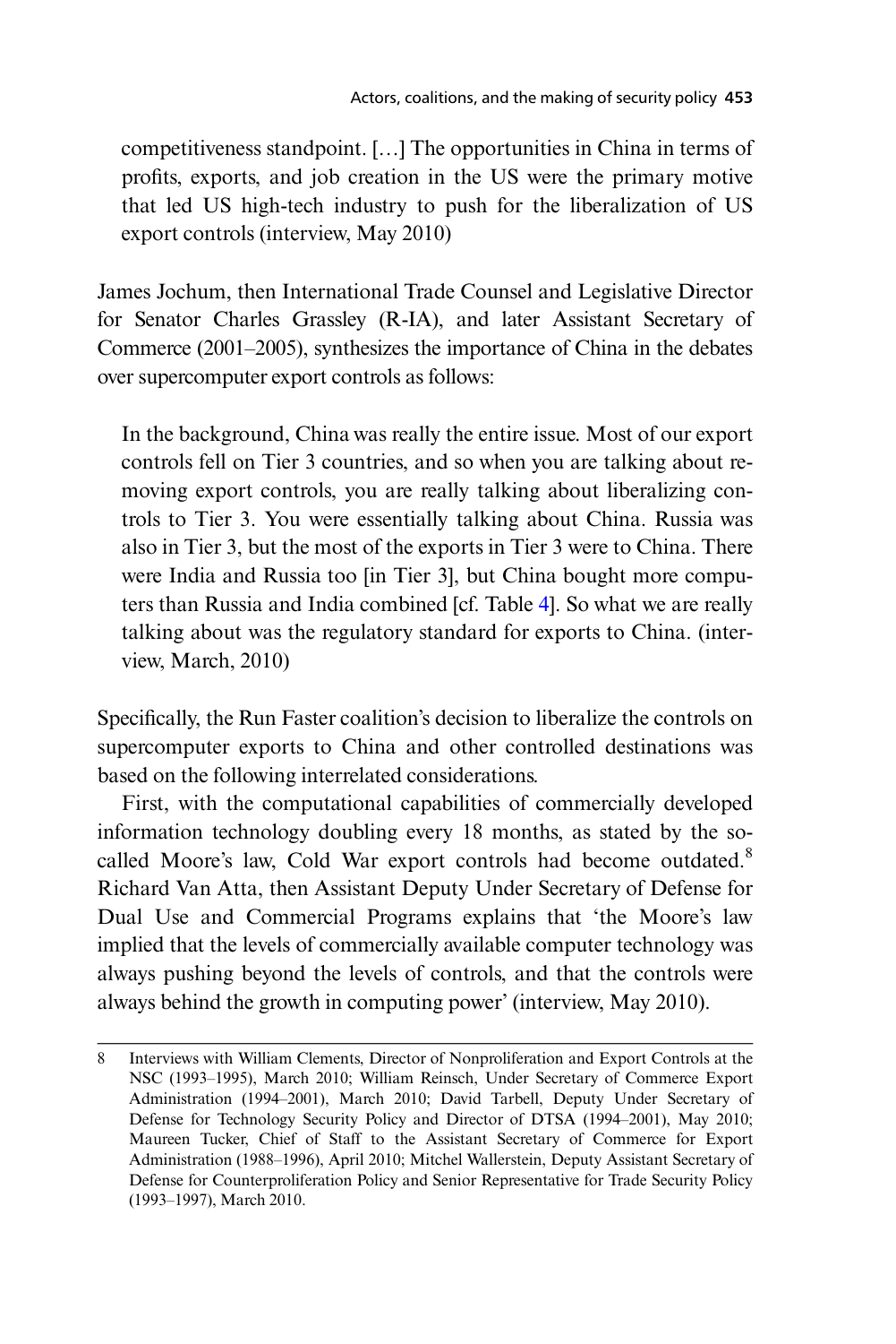> competitiveness standpoint. […] The opportunities in China in terms of profits, exports, and job creation in the US were the primary motive that led US high-tech industry to push for the liberalization of US export controls (interview, May 2010)

James Jochum, then International Trade Counsel and Legislative Director for Senator Charles Grassley (R-IA), and later Assistant Secretary of Commerce (2001–2005), synthesizes the importance of China in the debates over supercomputer export controls as follows:

> In the background, China was really the entire issue. Most of our export controls fell on Tier 3 countries, and so when you are talking about removing export controls, you are really talking about liberalizing controls to Tier 3. You were essentially talking about China. Russia was also in Tier 3, but the most of the exports in Tier 3 were to China. There were India and Russia too [in Tier 3], but China bought more computers than Russia and India combined [cf. Table 4]. So what we are really talking about was the regulatory standard for exports to China. (interview, March, 2010)

Specifically, the Run Faster coalition's decision to liberalize the controls on supercomputer exports to China and other controlled destinations was based on the following interrelated considerations.

First, with the computational capabilities of commercially developed information technology doubling every 18 months, as stated by the so-called Moore's law, Cold War export controls had become outdated.[8] Richard Van Atta, then Assistant Deputy Under Secretary of Defense for Dual Use and Commercial Programs explains that 'the Moore's law implied that the levels of commercially available computer technology was always pushing beyond the levels of controls, and that the controls were always behind the growth in computing power' (interview, May 2010).

---

8 Interviews with William Clements, Director of Nonproliferation and Export Controls at the NSC (1993–1995), March 2010; William Reinsch, Under Secretary of Commerce Export Administration (1994–2001), March 2010; David Tarbell, Deputy Under Secretary of Defense for Technology Security Policy and Director of DTSA (1994–2001), May 2010; Maureen Tucker, Chief of Staff to the Assistant Secretary of Commerce for Export Administration (1988–1996), April 2010; Mitchel Wallerstein, Deputy Assistant Secretary of Defense for Counterproliferation Policy and Senior Representative for Trade Security Policy (1993–1997), March 2010.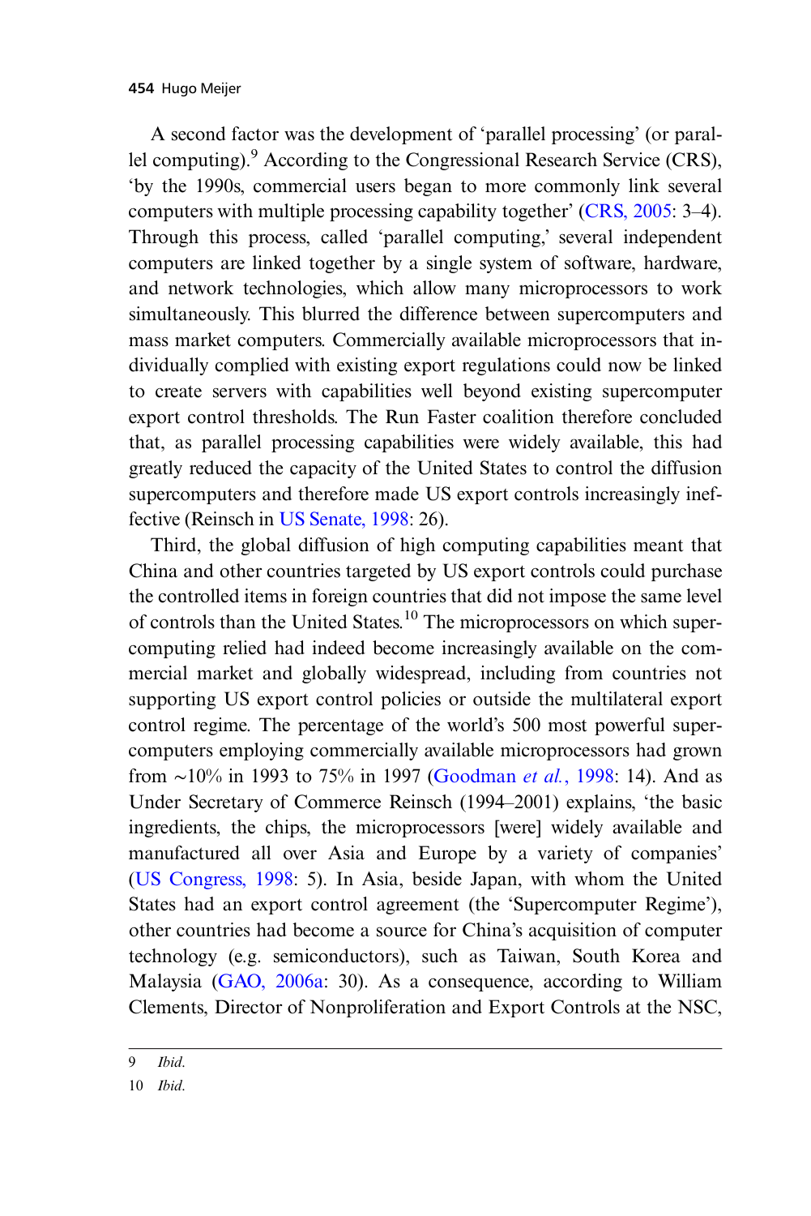A second factor was the development of 'parallel processing' (or parallel computing).[9] According to the Congressional Research Service (CRS), 'by the 1990s, commercial users began to more commonly link several computers with multiple processing capability together' (CRS, 2005: 3–4). Through this process, called 'parallel computing,' several independent computers are linked together by a single system of software, hardware, and network technologies, which allow many microprocessors to work simultaneously. This blurred the difference between supercomputers and mass market computers. Commercially available microprocessors that individually complied with existing export regulations could now be linked to create servers with capabilities well beyond existing supercomputer export control thresholds. The Run Faster coalition therefore concluded that, as parallel processing capabilities were widely available, this had greatly reduced the capacity of the United States to control the diffusion supercomputers and therefore made US export controls increasingly ineffective (Reinsch in US Senate, 1998: 26).

Third, the global diffusion of high computing capabilities meant that China and other countries targeted by US export controls could purchase the controlled items in foreign countries that did not impose the same level of controls than the United States.[10] The microprocessors on which supercomputing relied had indeed become increasingly available on the commercial market and globally widespread, including from countries not supporting US export control policies or outside the multilateral export control regime. The percentage of the world's 500 most powerful supercomputers employing commercially available microprocessors had grown from ~10% in 1993 to 75% in 1997 (Goodman *et al.*, 1998: 14). And as Under Secretary of Commerce Reinsch (1994–2001) explains, 'the basic ingredients, the chips, the microprocessors [were] widely available and manufactured all over Asia and Europe by a variety of companies' (US Congress, 1998: 5). In Asia, beside Japan, with whom the United States had an export control agreement (the 'Supercomputer Regime'), other countries had become a source for China's acquisition of computer technology (e.g. semiconductors), such as Taiwan, South Korea and Malaysia (GAO, 2006a: 30). As a consequence, according to William Clements, Director of Nonproliferation and Export Controls at the NSC,

---

9 *Ibid.*

10 *Ibid.*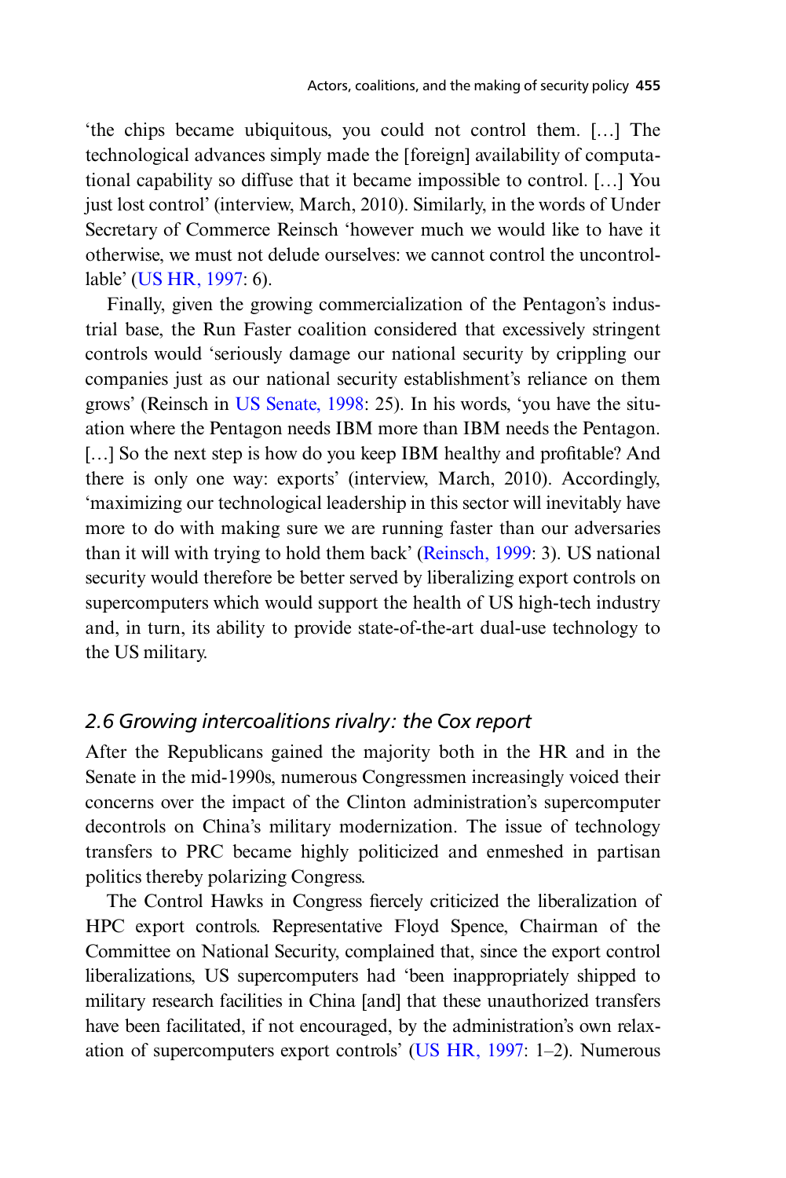'the chips became ubiquitous, you could not control them. […] The technological advances simply made the [foreign] availability of computational capability so diffuse that it became impossible to control. […] You just lost control' (interview, March, 2010). Similarly, in the words of Under Secretary of Commerce Reinsch 'however much we would like to have it otherwise, we must not delude ourselves: we cannot control the uncontrollable' (US HR, 1997: 6).

Finally, given the growing commercialization of the Pentagon's industrial base, the Run Faster coalition considered that excessively stringent controls would 'seriously damage our national security by crippling our companies just as our national security establishment's reliance on them grows' (Reinsch in US Senate, 1998: 25). In his words, 'you have the situation where the Pentagon needs IBM more than IBM needs the Pentagon. […] So the next step is how do you keep IBM healthy and profitable? And there is only one way: exports' (interview, March, 2010). Accordingly, 'maximizing our technological leadership in this sector will inevitably have more to do with making sure we are running faster than our adversaries than it will with trying to hold them back' (Reinsch, 1999: 3). US national security would therefore be better served by liberalizing export controls on supercomputers which would support the health of US high-tech industry and, in turn, its ability to provide state-of-the-art dual-use technology to the US military.

### *2.6 Growing intercoalitions rivalry: the Cox report*

After the Republicans gained the majority both in the HR and in the Senate in the mid-1990s, numerous Congressmen increasingly voiced their concerns over the impact of the Clinton administration's supercomputer decontrols on China's military modernization. The issue of technology transfers to PRC became highly politicized and enmeshed in partisan politics thereby polarizing Congress.

The Control Hawks in Congress fiercely criticized the liberalization of HPC export controls. Representative Floyd Spence, Chairman of the Committee on National Security, complained that, since the export control liberalizations, US supercomputers had 'been inappropriately shipped to military research facilities in China [and] that these unauthorized transfers have been facilitated, if not encouraged, by the administration's own relaxation of supercomputers export controls' (US HR, 1997: 1–2). Numerous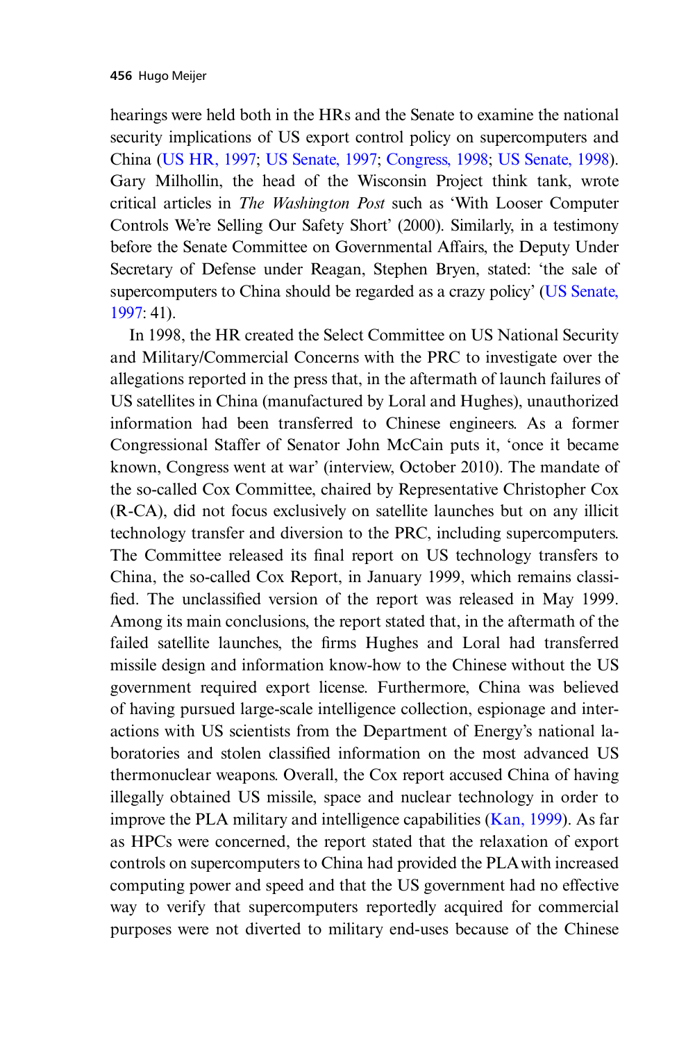hearings were held both in the HRs and the Senate to examine the national security implications of US export control policy on supercomputers and China (US HR, 1997; US Senate, 1997; Congress, 1998; US Senate, 1998). Gary Milhollin, the head of the Wisconsin Project think tank, wrote critical articles in *The Washington Post* such as 'With Looser Computer Controls We're Selling Our Safety Short' (2000). Similarly, in a testimony before the Senate Committee on Governmental Affairs, the Deputy Under Secretary of Defense under Reagan, Stephen Bryen, stated: 'the sale of supercomputers to China should be regarded as a crazy policy' (US Senate, 1997: 41).

In 1998, the HR created the Select Committee on US National Security and Military/Commercial Concerns with the PRC to investigate over the allegations reported in the press that, in the aftermath of launch failures of US satellites in China (manufactured by Loral and Hughes), unauthorized information had been transferred to Chinese engineers. As a former Congressional Staffer of Senator John McCain puts it, 'once it became known, Congress went at war' (interview, October 2010). The mandate of the so-called Cox Committee, chaired by Representative Christopher Cox (R-CA), did not focus exclusively on satellite launches but on any illicit technology transfer and diversion to the PRC, including supercomputers. The Committee released its final report on US technology transfers to China, the so-called Cox Report, in January 1999, which remains classified. The unclassified version of the report was released in May 1999. Among its main conclusions, the report stated that, in the aftermath of the failed satellite launches, the firms Hughes and Loral had transferred missile design and information know-how to the Chinese without the US government required export license. Furthermore, China was believed of having pursued large-scale intelligence collection, espionage and interactions with US scientists from the Department of Energy's national laboratories and stolen classified information on the most advanced US thermonuclear weapons. Overall, the Cox report accused China of having illegally obtained US missile, space and nuclear technology in order to improve the PLA military and intelligence capabilities (Kan, 1999). As far as HPCs were concerned, the report stated that the relaxation of export controls on supercomputers to China had provided the PLA with increased computing power and speed and that the US government had no effective way to verify that supercomputers reportedly acquired for commercial purposes were not diverted to military end-uses because of the Chinese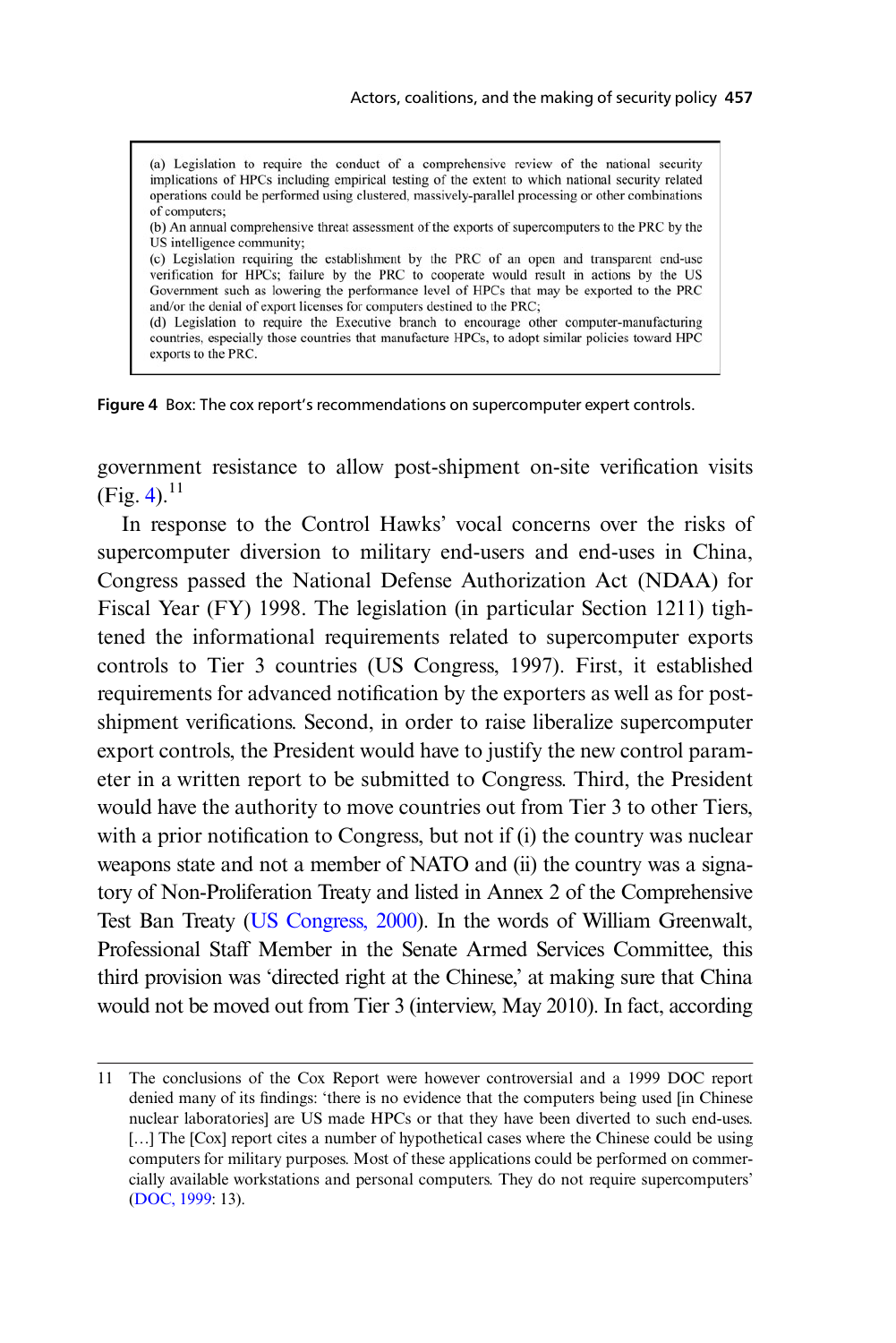> (a) Legislation to require the conduct of a comprehensive review of the national security implications of HPCs including empirical testing of the extent to which national security related operations could be performed using clustered, massively-parallel processing or other combinations of computers;
> (b) An annual comprehensive threat assessment of the exports of supercomputers to the PRC by the US intelligence community;
> (c) Legislation requiring the establishment by the PRC of an open and transparent end-use verification for HPCs; failure by the PRC to cooperate would result in actions by the US Government such as lowering the performance level of HPCs that may be exported to the PRC and/or the denial of export licenses for computers destined to the PRC;
> (d) Legislation to require the Executive branch to encourage other computer-manufacturing countries, especially those countries that manufacture HPCs, to adopt similar policies toward HPC exports to the PRC.

**Figure 4** Box: The cox report's recommendations on supercomputer expert controls.

government resistance to allow post-shipment on-site verification visits (Fig. 4).[11]

In response to the Control Hawks' vocal concerns over the risks of supercomputer diversion to military end-users and end-uses in China, Congress passed the National Defense Authorization Act (NDAA) for Fiscal Year (FY) 1998. The legislation (in particular Section 1211) tightened the informational requirements related to supercomputer exports controls to Tier 3 countries (US Congress, 1997). First, it established requirements for advanced notification by the exporters as well as for post-shipment verifications. Second, in order to raise liberalize supercomputer export controls, the President would have to justify the new control parameter in a written report to be submitted to Congress. Third, the President would have the authority to move countries out from Tier 3 to other Tiers, with a prior notification to Congress, but not if (i) the country was nuclear weapons state and not a member of NATO and (ii) the country was a signatory of Non-Proliferation Treaty and listed in Annex 2 of the Comprehensive Test Ban Treaty (US Congress, 2000). In the words of William Greenwalt, Professional Staff Member in the Senate Armed Services Committee, this third provision was 'directed right at the Chinese,' at making sure that China would not be moved out from Tier 3 (interview, May 2010). In fact, according

---

11 The conclusions of the Cox Report were however controversial and a 1999 DOC report denied many of its findings: 'there is no evidence that the computers being used [in Chinese nuclear laboratories] are US made HPCs or that they have been diverted to such end-uses. […] The [Cox] report cites a number of hypothetical cases where the Chinese could be using computers for military purposes. Most of these applications could be performed on commercially available workstations and personal computers. They do not require supercomputers' (DOC, 1999: 13).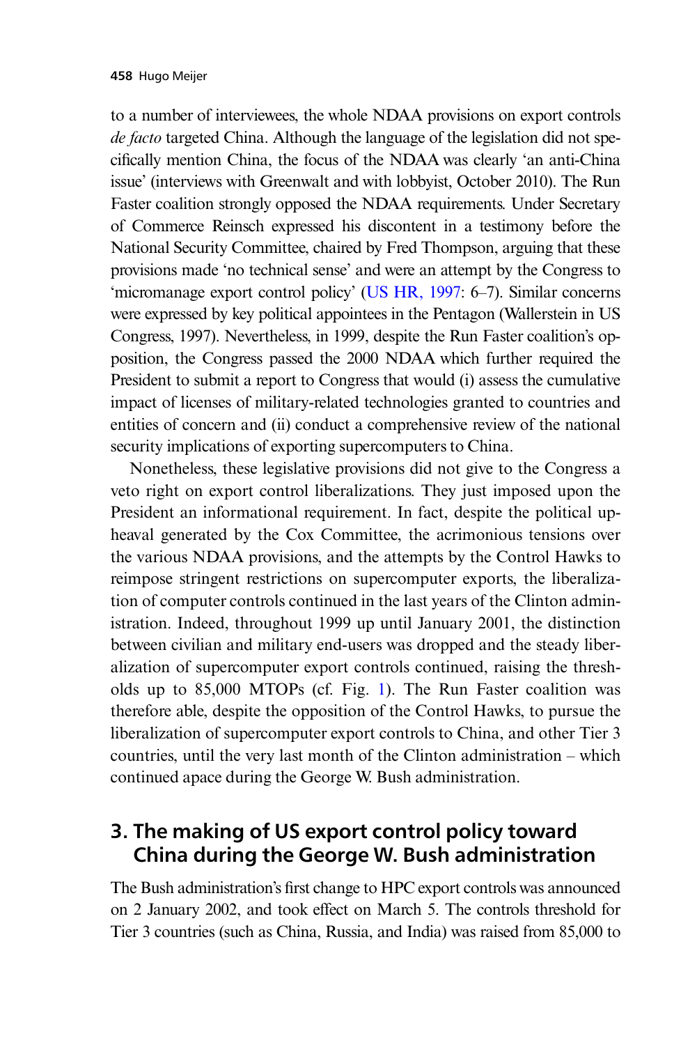to a number of interviewees, the whole NDAA provisions on export controls *de facto* targeted China. Although the language of the legislation did not specifically mention China, the focus of the NDAA was clearly 'an anti-China issue' (interviews with Greenwalt and with lobbyist, October 2010). The Run Faster coalition strongly opposed the NDAA requirements. Under Secretary of Commerce Reinsch expressed his discontent in a testimony before the National Security Committee, chaired by Fred Thompson, arguing that these provisions made 'no technical sense' and were an attempt by the Congress to 'micromanage export control policy' (US HR, 1997: 6–7). Similar concerns were expressed by key political appointees in the Pentagon (Wallerstein in US Congress, 1997). Nevertheless, in 1999, despite the Run Faster coalition's opposition, the Congress passed the 2000 NDAA which further required the President to submit a report to Congress that would (i) assess the cumulative impact of licenses of military-related technologies granted to countries and entities of concern and (ii) conduct a comprehensive review of the national security implications of exporting supercomputers to China.

Nonetheless, these legislative provisions did not give to the Congress a veto right on export control liberalizations. They just imposed upon the President an informational requirement. In fact, despite the political upheaval generated by the Cox Committee, the acrimonious tensions over the various NDAA provisions, and the attempts by the Control Hawks to reimpose stringent restrictions on supercomputer exports, the liberalization of computer controls continued in the last years of the Clinton administration. Indeed, throughout 1999 up until January 2001, the distinction between civilian and military end-users was dropped and the steady liberalization of supercomputer export controls continued, raising the thresholds up to 85,000 MTOPs (cf. Fig. 1). The Run Faster coalition was therefore able, despite the opposition of the Control Hawks, to pursue the liberalization of supercomputer export controls to China, and other Tier 3 countries, until the very last month of the Clinton administration – which continued apace during the George W. Bush administration.

## 3. The making of US export control policy toward China during the George W. Bush administration

The Bush administration's first change to HPC export controls was announced on 2 January 2002, and took effect on March 5. The controls threshold for Tier 3 countries (such as China, Russia, and India) was raised from 85,000 to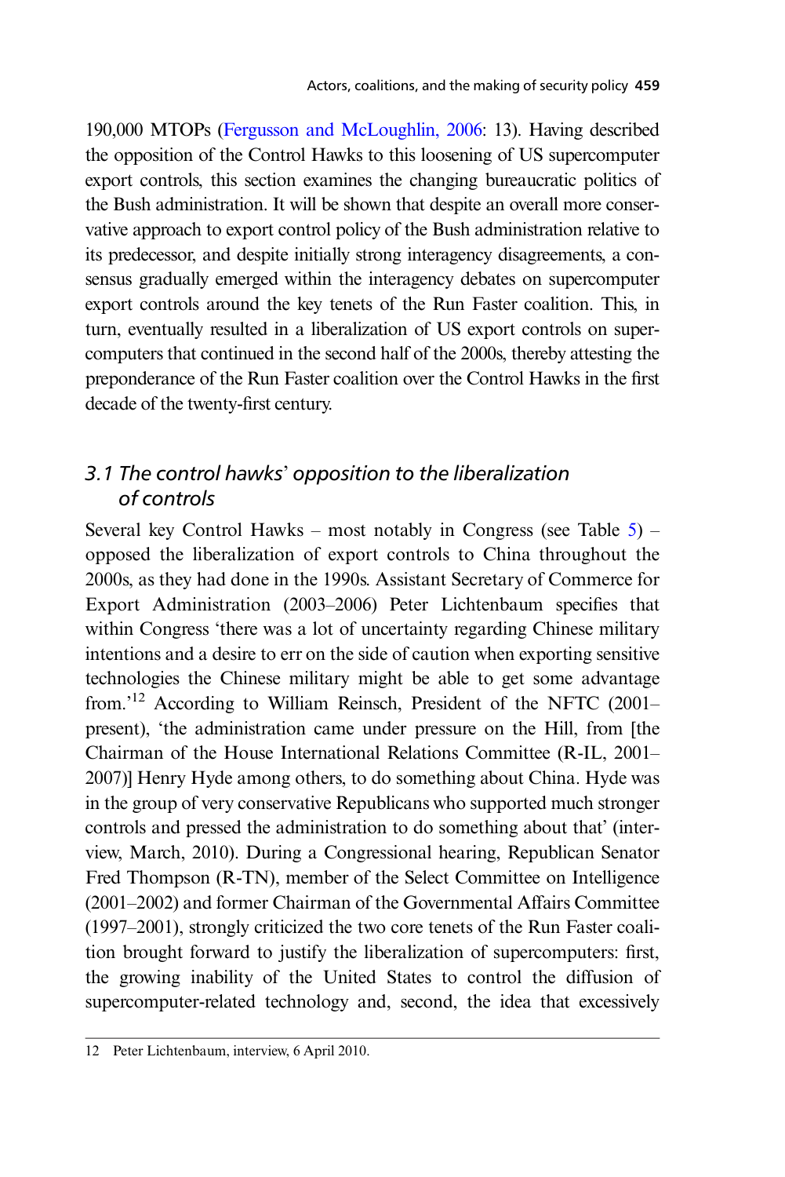190,000 MTOPs (Fergusson and McLoughlin, 2006: 13). Having described the opposition of the Control Hawks to this loosening of US supercomputer export controls, this section examines the changing bureaucratic politics of the Bush administration. It will be shown that despite an overall more conservative approach to export control policy of the Bush administration relative to its predecessor, and despite initially strong interagency disagreements, a consensus gradually emerged within the interagency debates on supercomputer export controls around the key tenets of the Run Faster coalition. This, in turn, eventually resulted in a liberalization of US export controls on supercomputers that continued in the second half of the 2000s, thereby attesting the preponderance of the Run Faster coalition over the Control Hawks in the first decade of the twenty-first century.

## *3.1 The control hawks' opposition to the liberalization of controls*

Several key Control Hawks – most notably in Congress (see Table 5) – opposed the liberalization of export controls to China throughout the 2000s, as they had done in the 1990s. Assistant Secretary of Commerce for Export Administration (2003–2006) Peter Lichtenbaum specifies that within Congress 'there was a lot of uncertainty regarding Chinese military intentions and a desire to err on the side of caution when exporting sensitive technologies the Chinese military might be able to get some advantage from.'[12] According to William Reinsch, President of the NFTC (2001–present), 'the administration came under pressure on the Hill, from [the Chairman of the House International Relations Committee (R-IL, 2001–2007)] Henry Hyde among others, to do something about China. Hyde was in the group of very conservative Republicans who supported much stronger controls and pressed the administration to do something about that' (interview, March, 2010). During a Congressional hearing, Republican Senator Fred Thompson (R-TN), member of the Select Committee on Intelligence (2001–2002) and former Chairman of the Governmental Affairs Committee (1997–2001), strongly criticized the two core tenets of the Run Faster coalition brought forward to justify the liberalization of supercomputers: first, the growing inability of the United States to control the diffusion of supercomputer-related technology and, second, the idea that excessively

---

12 Peter Lichtenbaum, interview, 6 April 2010.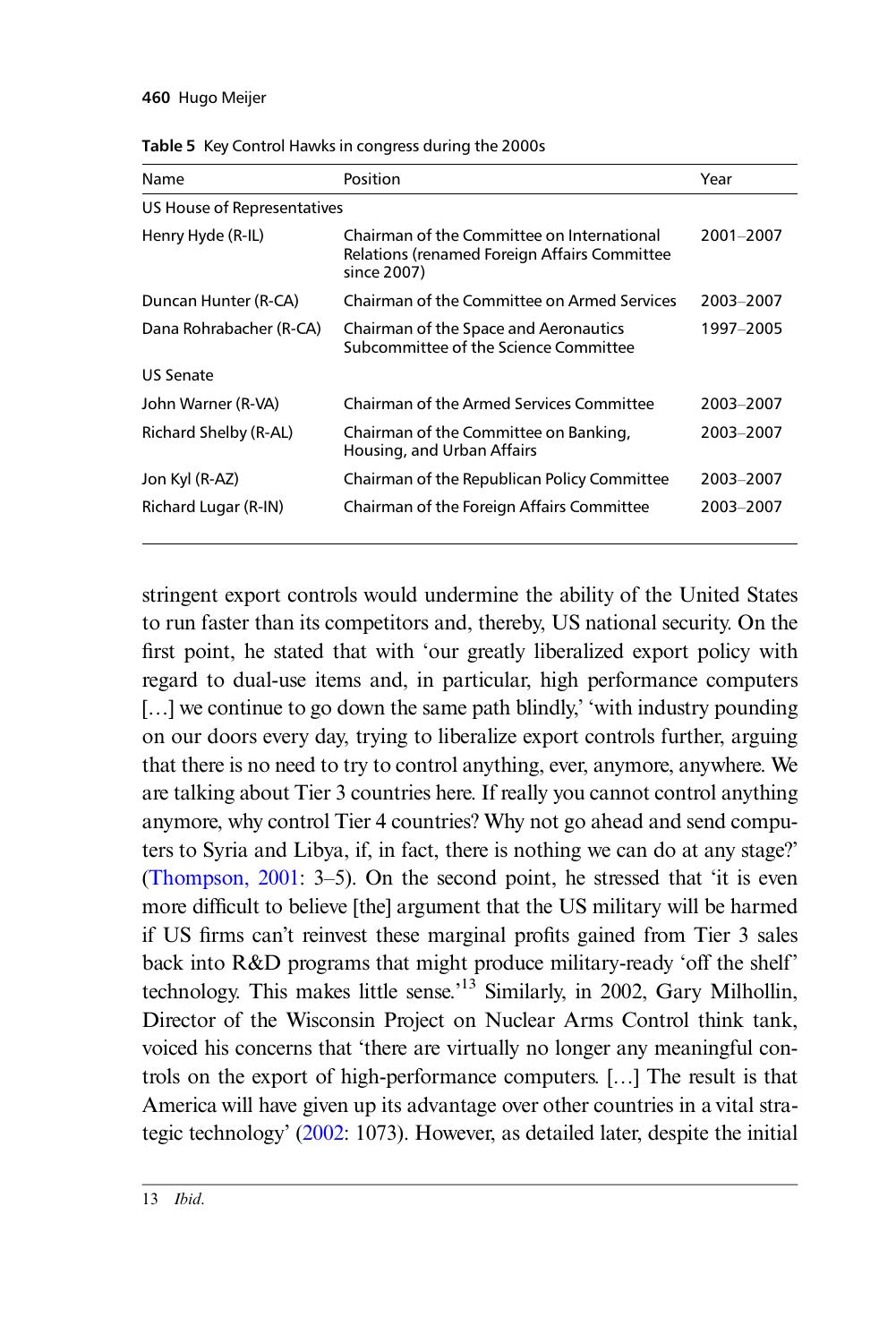Table 5 Key Control Hawks in congress during the 2000s

| Name | Position | Year |
|---|---|---|
| US House of Representatives | | |
| Henry Hyde (R-IL) | Chairman of the Committee on International Relations (renamed Foreign Affairs Committee since 2007) | 2001–2007 |
| Duncan Hunter (R-CA) | Chairman of the Committee on Armed Services | 2003–2007 |
| Dana Rohrabacher (R-CA) | Chairman of the Space and Aeronautics Subcommittee of the Science Committee | 1997–2005 |
| US Senate | | |
| John Warner (R-VA) | Chairman of the Armed Services Committee | 2003–2007 |
| Richard Shelby (R-AL) | Chairman of the Committee on Banking, Housing, and Urban Affairs | 2003–2007 |
| Jon Kyl (R-AZ) | Chairman of the Republican Policy Committee | 2003–2007 |
| Richard Lugar (R-IN) | Chairman of the Foreign Affairs Committee | 2003–2007 |

stringent export controls would undermine the ability of the United States to run faster than its competitors and, thereby, US national security. On the first point, he stated that with 'our greatly liberalized export policy with regard to dual-use items and, in particular, high performance computers […] we continue to go down the same path blindly,' 'with industry pounding on our doors every day, trying to liberalize export controls further, arguing that there is no need to try to control anything, ever, anymore, anywhere. We are talking about Tier 3 countries here. If really you cannot control anything anymore, why control Tier 4 countries? Why not go ahead and send computers to Syria and Libya, if, in fact, there is nothing we can do at any stage?' (Thompson, 2001: 3–5). On the second point, he stressed that 'it is even more difficult to believe [the] argument that the US military will be harmed if US firms can't reinvest these marginal profits gained from Tier 3 sales back into R&D programs that might produce military-ready 'off the shelf' technology. This makes little sense.'[13] Similarly, in 2002, Gary Milhollin, Director of the Wisconsin Project on Nuclear Arms Control think tank, voiced his concerns that 'there are virtually no longer any meaningful controls on the export of high-performance computers. […] The result is that America will have given up its advantage over other countries in a vital strategic technology' (2002: 1073). However, as detailed later, despite the initial

13 *Ibid.*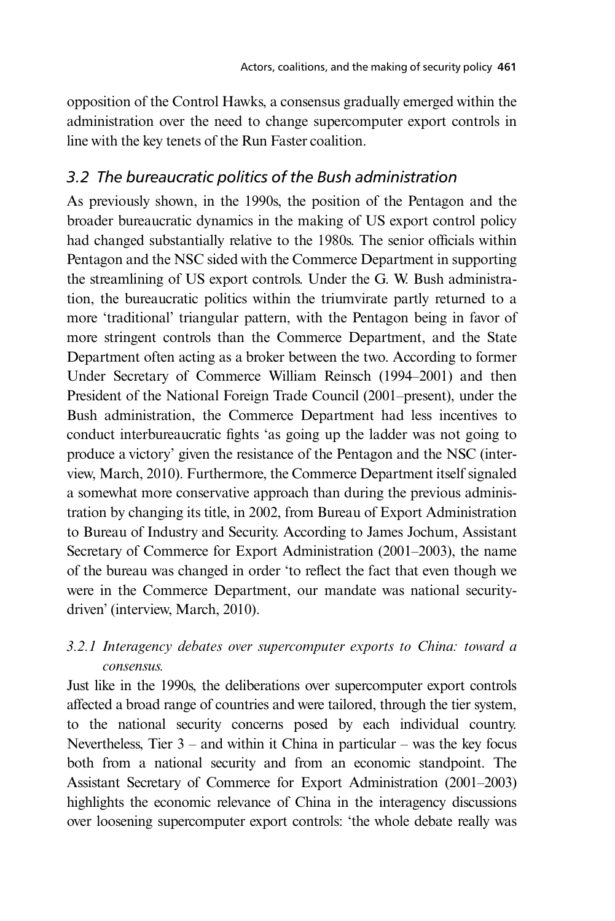opposition of the Control Hawks, a consensus gradually emerged within the administration over the need to change supercomputer export controls in line with the key tenets of the Run Faster coalition.

### *3.2 The bureaucratic politics of the Bush administration*

As previously shown, in the 1990s, the position of the Pentagon and the broader bureaucratic dynamics in the making of US export control policy had changed substantially relative to the 1980s. The senior officials within Pentagon and the NSC sided with the Commerce Department in supporting the streamlining of US export controls. Under the G. W. Bush administration, the bureaucratic politics within the triumvirate partly returned to a more 'traditional' triangular pattern, with the Pentagon being in favor of more stringent controls than the Commerce Department, and the State Department often acting as a broker between the two. According to former Under Secretary of Commerce William Reinsch (1994–2001) and then President of the National Foreign Trade Council (2001–present), under the Bush administration, the Commerce Department had less incentives to conduct interbureaucratic fights 'as going up the ladder was not going to produce a victory' given the resistance of the Pentagon and the NSC (interview, March, 2010). Furthermore, the Commerce Department itself signaled a somewhat more conservative approach than during the previous administration by changing its title, in 2002, from Bureau of Export Administration to Bureau of Industry and Security. According to James Jochum, Assistant Secretary of Commerce for Export Administration (2001–2003), the name of the bureau was changed in order 'to reflect the fact that even though we were in the Commerce Department, our mandate was national security-driven' (interview, March, 2010).

#### *3.2.1 Interagency debates over supercomputer exports to China: toward a consensus.*

Just like in the 1990s, the deliberations over supercomputer export controls affected a broad range of countries and were tailored, through the tier system, to the national security concerns posed by each individual country. Nevertheless, Tier 3 – and within it China in particular – was the key focus both from a national security and from an economic standpoint. The Assistant Secretary of Commerce for Export Administration (2001–2003) highlights the economic relevance of China in the interagency discussions over loosening supercomputer export controls: 'the whole debate really was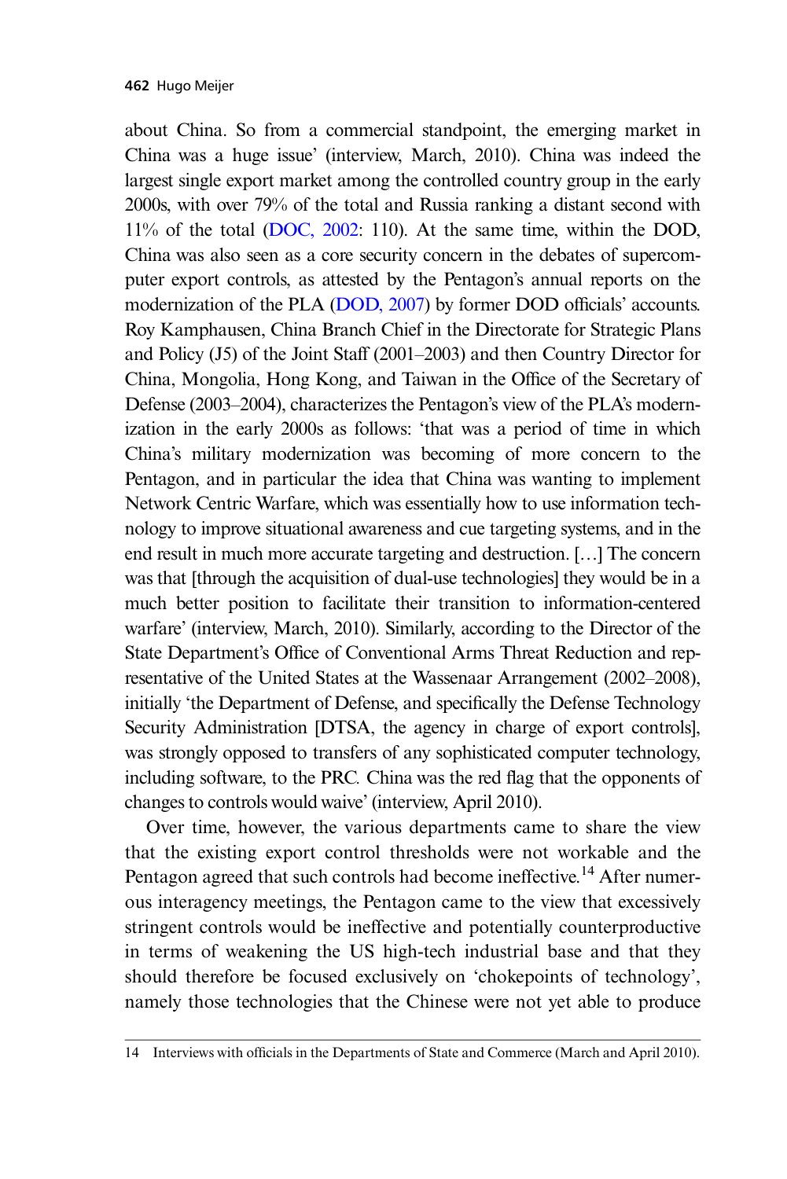about China. So from a commercial standpoint, the emerging market in China was a huge issue' (interview, March, 2010). China was indeed the largest single export market among the controlled country group in the early 2000s, with over 79% of the total and Russia ranking a distant second with 11% of the total (DOC, 2002: 110). At the same time, within the DOD, China was also seen as a core security concern in the debates of supercomputer export controls, as attested by the Pentagon's annual reports on the modernization of the PLA (DOD, 2007) by former DOD officials' accounts. Roy Kamphausen, China Branch Chief in the Directorate for Strategic Plans and Policy (J5) of the Joint Staff (2001–2003) and then Country Director for China, Mongolia, Hong Kong, and Taiwan in the Office of the Secretary of Defense (2003–2004), characterizes the Pentagon's view of the PLA's modernization in the early 2000s as follows: 'that was a period of time in which China's military modernization was becoming of more concern to the Pentagon, and in particular the idea that China was wanting to implement Network Centric Warfare, which was essentially how to use information technology to improve situational awareness and cue targeting systems, and in the end result in much more accurate targeting and destruction. […] The concern was that [through the acquisition of dual-use technologies] they would be in a much better position to facilitate their transition to information-centered warfare' (interview, March, 2010). Similarly, according to the Director of the State Department's Office of Conventional Arms Threat Reduction and representative of the United States at the Wassenaar Arrangement (2002–2008), initially 'the Department of Defense, and specifically the Defense Technology Security Administration [DTSA, the agency in charge of export controls], was strongly opposed to transfers of any sophisticated computer technology, including software, to the PRC. China was the red flag that the opponents of changes to controls would waive' (interview, April 2010).

Over time, however, the various departments came to share the view that the existing export control thresholds were not workable and the Pentagon agreed that such controls had become ineffective.[14] After numerous interagency meetings, the Pentagon came to the view that excessively stringent controls would be ineffective and potentially counterproductive in terms of weakening the US high-tech industrial base and that they should therefore be focused exclusively on 'chokepoints of technology', namely those technologies that the Chinese were not yet able to produce

14 Interviews with officials in the Departments of State and Commerce (March and April 2010).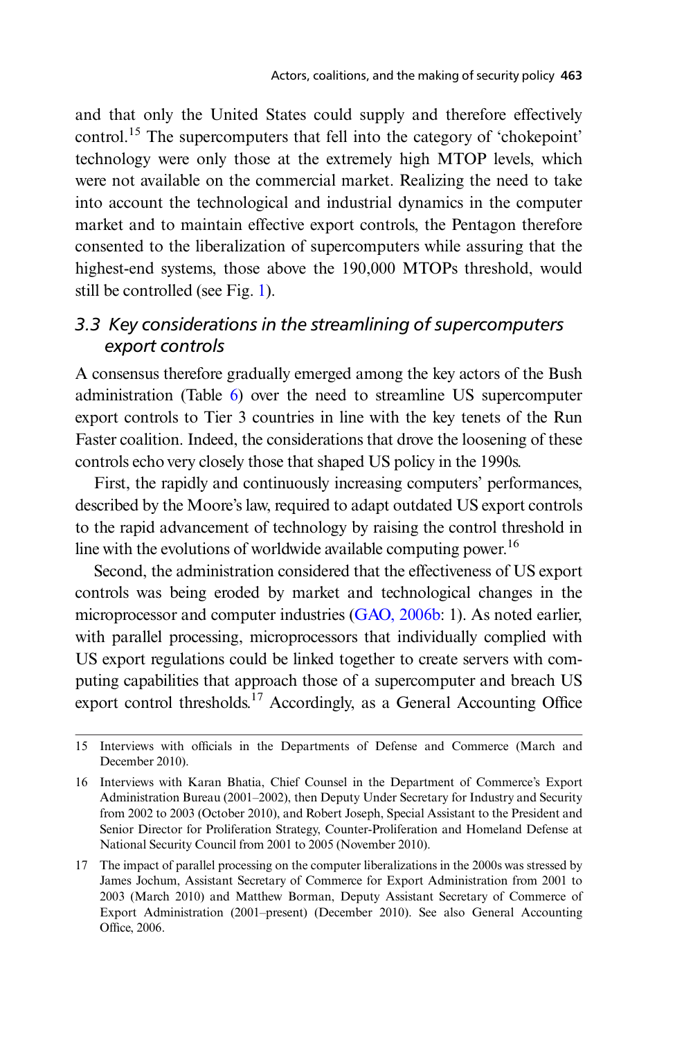and that only the United States could supply and therefore effectively control.[15] The supercomputers that fell into the category of 'chokepoint' technology were only those at the extremely high MTOP levels, which were not available on the commercial market. Realizing the need to take into account the technological and industrial dynamics in the computer market and to maintain effective export controls, the Pentagon therefore consented to the liberalization of supercomputers while assuring that the highest-end systems, those above the 190,000 MTOPs threshold, would still be controlled (see Fig. 1).

### 3.3 Key considerations in the streamlining of supercomputers export controls

A consensus therefore gradually emerged among the key actors of the Bush administration (Table 6) over the need to streamline US supercomputer export controls to Tier 3 countries in line with the key tenets of the Run Faster coalition. Indeed, the considerations that drove the loosening of these controls echo very closely those that shaped US policy in the 1990s.

First, the rapidly and continuously increasing computers' performances, described by the Moore's law, required to adapt outdated US export controls to the rapid advancement of technology by raising the control threshold in line with the evolutions of worldwide available computing power.[16]

Second, the administration considered that the effectiveness of US export controls was being eroded by market and technological changes in the microprocessor and computer industries (GAO, 2006b: 1). As noted earlier, with parallel processing, microprocessors that individually complied with US export regulations could be linked together to create servers with computing capabilities that approach those of a supercomputer and breach US export control thresholds.[17] Accordingly, as a General Accounting Office

---

15 Interviews with officials in the Departments of Defense and Commerce (March and December 2010).

16 Interviews with Karan Bhatia, Chief Counsel in the Department of Commerce's Export Administration Bureau (2001–2002), then Deputy Under Secretary for Industry and Security from 2002 to 2003 (October 2010), and Robert Joseph, Special Assistant to the President and Senior Director for Proliferation Strategy, Counter-Proliferation and Homeland Defense at National Security Council from 2001 to 2005 (November 2010).

17 The impact of parallel processing on the computer liberalizations in the 2000s was stressed by James Jochum, Assistant Secretary of Commerce for Export Administration from 2001 to 2003 (March 2010) and Matthew Borman, Deputy Assistant Secretary of Commerce of Export Administration (2001–present) (December 2010). See also General Accounting Office, 2006.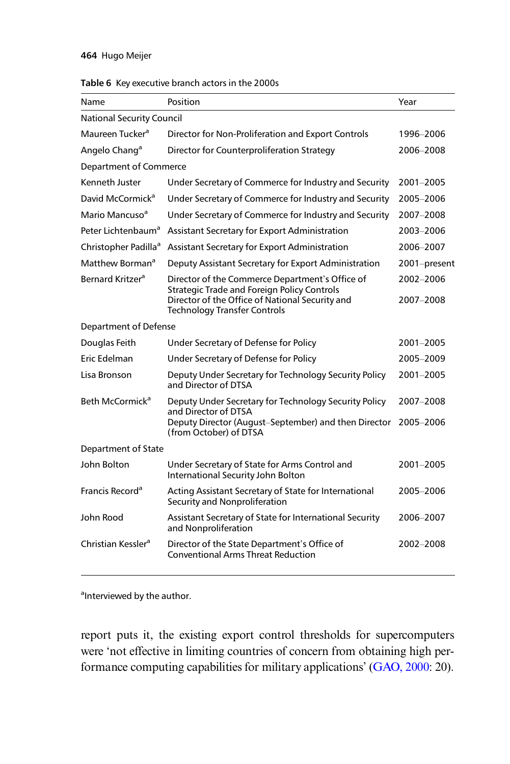Table 6 Key executive branch actors in the 2000s

| Name | Position | Year |
|---|---|---|
| National Security Council | | |
| Maureen Tucker[a] | Director for Non-Proliferation and Export Controls | 1996–2006 |
| Angelo Chang[a] | Director for Counterproliferation Strategy | 2006–2008 |
| Department of Commerce | | |
| Kenneth Juster | Under Secretary of Commerce for Industry and Security | 2001–2005 |
| David McCormick[a] | Under Secretary of Commerce for Industry and Security | 2005–2006 |
| Mario Mancuso[a] | Under Secretary of Commerce for Industry and Security | 2007–2008 |
| Peter Lichtenbaum[a] | Assistant Secretary for Export Administration | 2003–2006 |
| Christopher Padilla[a] | Assistant Secretary for Export Administration | 2006–2007 |
| Matthew Borman[a] | Deputy Assistant Secretary for Export Administration | 2001–present |
| Bernard Kritzer[a] | Director of the Commerce Department's Office of Strategic Trade and Foreign Policy Controls | 2002–2006 |
| | Director of the Office of National Security and Technology Transfer Controls | 2007–2008 |
| Department of Defense | | |
| Douglas Feith | Under Secretary of Defense for Policy | 2001–2005 |
| Eric Edelman | Under Secretary of Defense for Policy | 2005–2009 |
| Lisa Bronson | Deputy Under Secretary for Technology Security Policy and Director of DTSA | 2001–2005 |
| Beth McCormick[a] | Deputy Under Secretary for Technology Security Policy and Director of DTSA | 2007–2008 |
| | Deputy Director (August–September) and then Director (from October) of DTSA | 2005–2006 |
| Department of State | | |
| John Bolton | Under Secretary of State for Arms Control and International Security John Bolton | 2001–2005 |
| Francis Record[a] | Acting Assistant Secretary of State for International Security and Nonproliferation | 2005–2006 |
| John Rood | Assistant Secretary of State for International Security and Nonproliferation | 2006–2007 |
| Christian Kessler[a] | Director of the State Department's Office of Conventional Arms Threat Reduction | 2002–2008 |

[a]Interviewed by the author.

report puts it, the existing export control thresholds for supercomputers were 'not effective in limiting countries of concern from obtaining high performance computing capabilities for military applications' (GAO, 2000: 20).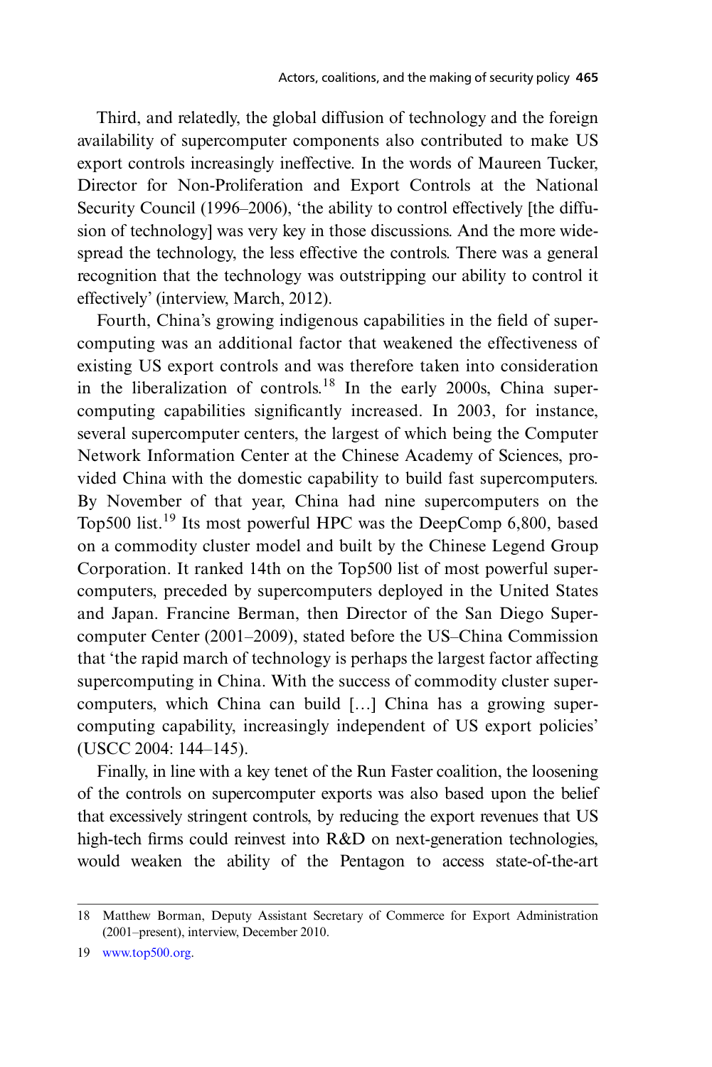Third, and relatedly, the global diffusion of technology and the foreign availability of supercomputer components also contributed to make US export controls increasingly ineffective. In the words of Maureen Tucker, Director for Non-Proliferation and Export Controls at the National Security Council (1996–2006), 'the ability to control effectively [the diffusion of technology] was very key in those discussions. And the more widespread the technology, the less effective the controls. There was a general recognition that the technology was outstripping our ability to control it effectively' (interview, March, 2012).

Fourth, China's growing indigenous capabilities in the field of supercomputing was an additional factor that weakened the effectiveness of existing US export controls and was therefore taken into consideration in the liberalization of controls.[18] In the early 2000s, China supercomputing capabilities significantly increased. In 2003, for instance, several supercomputer centers, the largest of which being the Computer Network Information Center at the Chinese Academy of Sciences, provided China with the domestic capability to build fast supercomputers. By November of that year, China had nine supercomputers on the Top500 list.[19] Its most powerful HPC was the DeepComp 6,800, based on a commodity cluster model and built by the Chinese Legend Group Corporation. It ranked 14th on the Top500 list of most powerful supercomputers, preceded by supercomputers deployed in the United States and Japan. Francine Berman, then Director of the San Diego Supercomputer Center (2001–2009), stated before the US–China Commission that 'the rapid march of technology is perhaps the largest factor affecting supercomputing in China. With the success of commodity cluster supercomputers, which China can build […] China has a growing supercomputing capability, increasingly independent of US export policies' (USCC 2004: 144–145).

Finally, in line with a key tenet of the Run Faster coalition, the loosening of the controls on supercomputer exports was also based upon the belief that excessively stringent controls, by reducing the export revenues that US high-tech firms could reinvest into R&D on next-generation technologies, would weaken the ability of the Pentagon to access state-of-the-art

---

18 Matthew Borman, Deputy Assistant Secretary of Commerce for Export Administration (2001–present), interview, December 2010.

19 www.top500.org.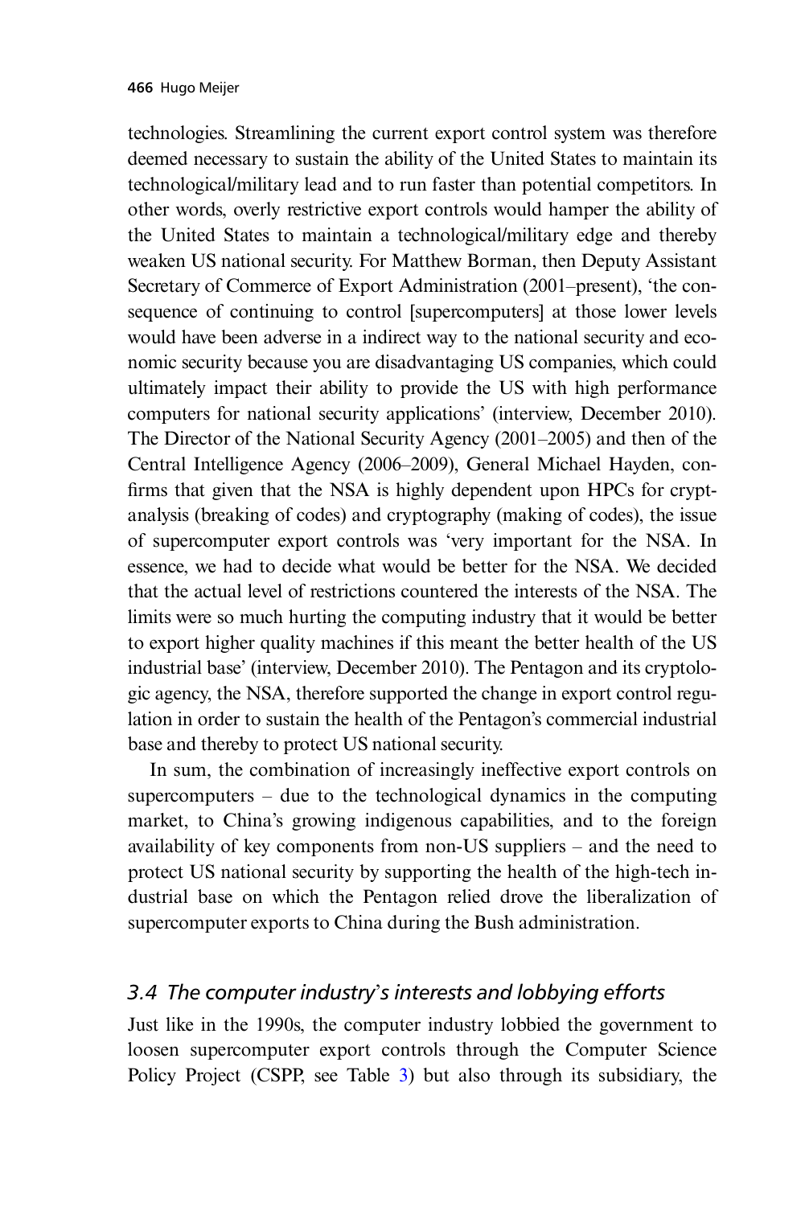technologies. Streamlining the current export control system was therefore deemed necessary to sustain the ability of the United States to maintain its technological/military lead and to run faster than potential competitors. In other words, overly restrictive export controls would hamper the ability of the United States to maintain a technological/military edge and thereby weaken US national security. For Matthew Borman, then Deputy Assistant Secretary of Commerce of Export Administration (2001–present), 'the consequence of continuing to control [supercomputers] at those lower levels would have been adverse in a indirect way to the national security and economic security because you are disadvantaging US companies, which could ultimately impact their ability to provide the US with high performance computers for national security applications' (interview, December 2010). The Director of the National Security Agency (2001–2005) and then of the Central Intelligence Agency (2006–2009), General Michael Hayden, confirms that given that the NSA is highly dependent upon HPCs for cryptanalysis (breaking of codes) and cryptography (making of codes), the issue of supercomputer export controls was 'very important for the NSA. In essence, we had to decide what would be better for the NSA. We decided that the actual level of restrictions countered the interests of the NSA. The limits were so much hurting the computing industry that it would be better to export higher quality machines if this meant the better health of the US industrial base' (interview, December 2010). The Pentagon and its cryptologic agency, the NSA, therefore supported the change in export control regulation in order to sustain the health of the Pentagon's commercial industrial base and thereby to protect US national security.

In sum, the combination of increasingly ineffective export controls on supercomputers – due to the technological dynamics in the computing market, to China's growing indigenous capabilities, and to the foreign availability of key components from non-US suppliers – and the need to protect US national security by supporting the health of the high-tech industrial base on which the Pentagon relied drove the liberalization of supercomputer exports to China during the Bush administration.

### *3.4 The computer industry's interests and lobbying efforts*

Just like in the 1990s, the computer industry lobbied the government to loosen supercomputer export controls through the Computer Science Policy Project (CSPP, see Table 3) but also through its subsidiary, the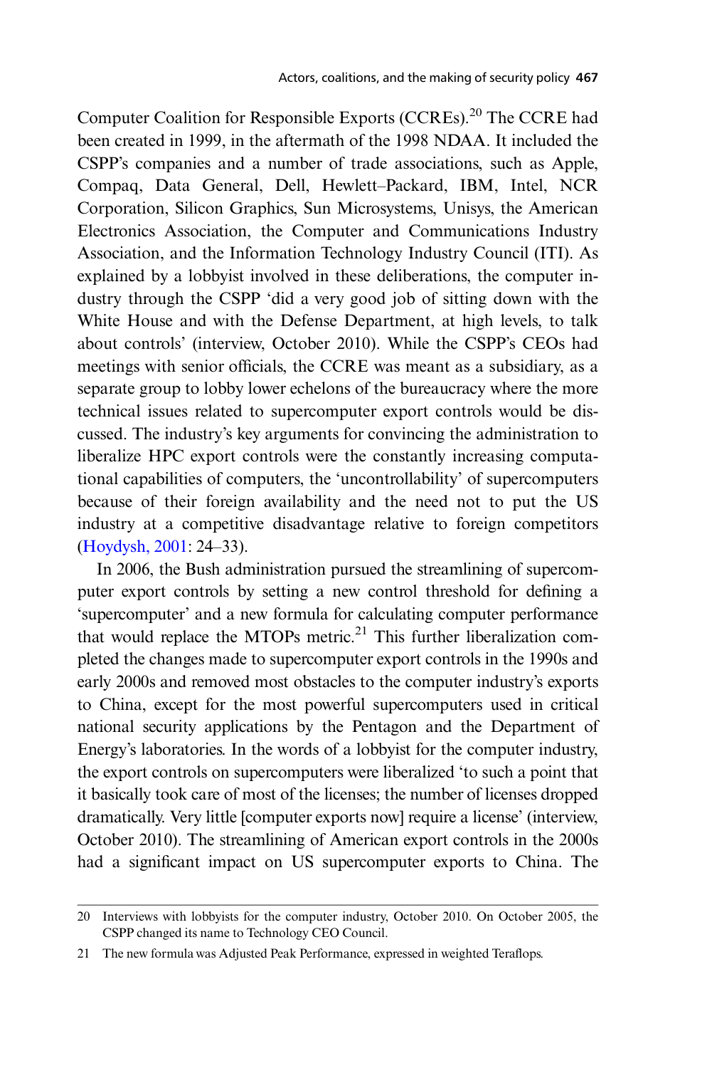Computer Coalition for Responsible Exports (CCREs).[20] The CCRE had been created in 1999, in the aftermath of the 1998 NDAA. It included the CSPP's companies and a number of trade associations, such as Apple, Compaq, Data General, Dell, Hewlett–Packard, IBM, Intel, NCR Corporation, Silicon Graphics, Sun Microsystems, Unisys, the American Electronics Association, the Computer and Communications Industry Association, and the Information Technology Industry Council (ITI). As explained by a lobbyist involved in these deliberations, the computer industry through the CSPP 'did a very good job of sitting down with the White House and with the Defense Department, at high levels, to talk about controls' (interview, October 2010). While the CSPP's CEOs had meetings with senior officials, the CCRE was meant as a subsidiary, as a separate group to lobby lower echelons of the bureaucracy where the more technical issues related to supercomputer export controls would be discussed. The industry's key arguments for convincing the administration to liberalize HPC export controls were the constantly increasing computational capabilities of computers, the 'uncontrollability' of supercomputers because of their foreign availability and the need not to put the US industry at a competitive disadvantage relative to foreign competitors (Hoydysh, 2001: 24–33).

In 2006, the Bush administration pursued the streamlining of supercomputer export controls by setting a new control threshold for defining a 'supercomputer' and a new formula for calculating computer performance that would replace the MTOPs metric.[21] This further liberalization completed the changes made to supercomputer export controls in the 1990s and early 2000s and removed most obstacles to the computer industry's exports to China, except for the most powerful supercomputers used in critical national security applications by the Pentagon and the Department of Energy's laboratories. In the words of a lobbyist for the computer industry, the export controls on supercomputers were liberalized 'to such a point that it basically took care of most of the licenses; the number of licenses dropped dramatically. Very little [computer exports now] require a license' (interview, October 2010). The streamlining of American export controls in the 2000s had a significant impact on US supercomputer exports to China. The

20 Interviews with lobbyists for the computer industry, October 2010. On October 2005, the CSPP changed its name to Technology CEO Council.

21 The new formula was Adjusted Peak Performance, expressed in weighted Teraflops.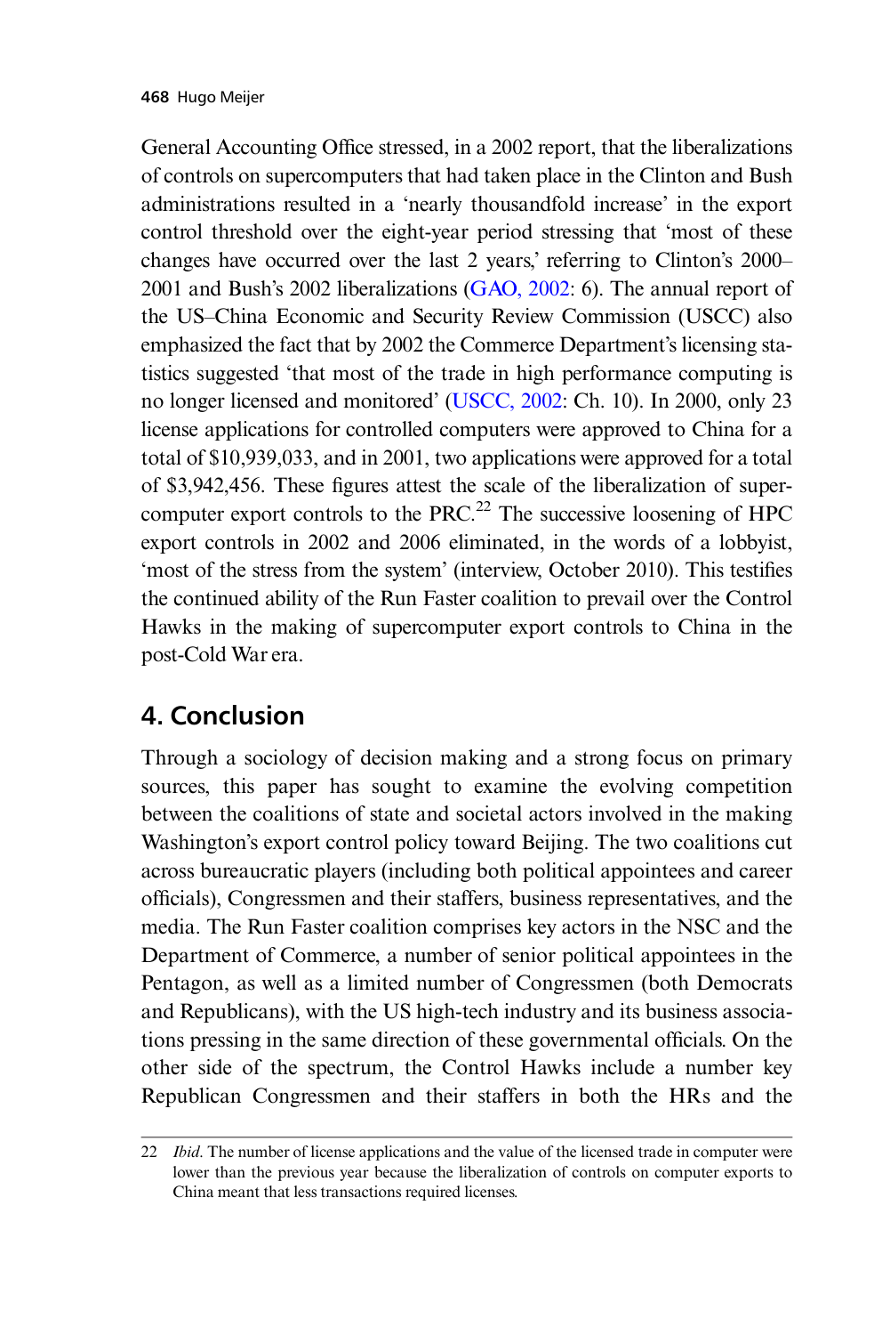General Accounting Office stressed, in a 2002 report, that the liberalizations of controls on supercomputers that had taken place in the Clinton and Bush administrations resulted in a 'nearly thousandfold increase' in the export control threshold over the eight-year period stressing that 'most of these changes have occurred over the last 2 years,' referring to Clinton's 2000–2001 and Bush's 2002 liberalizations (GAO, 2002: 6). The annual report of the US–China Economic and Security Review Commission (USCC) also emphasized the fact that by 2002 the Commerce Department's licensing statistics suggested 'that most of the trade in high performance computing is no longer licensed and monitored' (USCC, 2002: Ch. 10). In 2000, only 23 license applications for controlled computers were approved to China for a total of $10,939,033, and in 2001, two applications were approved for a total of $3,942,456. These figures attest the scale of the liberalization of supercomputer export controls to the PRC.[22] The successive loosening of HPC export controls in 2002 and 2006 eliminated, in the words of a lobbyist, 'most of the stress from the system' (interview, October 2010). This testifies the continued ability of the Run Faster coalition to prevail over the Control Hawks in the making of supercomputer export controls to China in the post-Cold War era.

## 4. Conclusion

Through a sociology of decision making and a strong focus on primary sources, this paper has sought to examine the evolving competition between the coalitions of state and societal actors involved in the making Washington's export control policy toward Beijing. The two coalitions cut across bureaucratic players (including both political appointees and career officials), Congressmen and their staffers, business representatives, and the media. The Run Faster coalition comprises key actors in the NSC and the Department of Commerce, a number of senior political appointees in the Pentagon, as well as a limited number of Congressmen (both Democrats and Republicans), with the US high-tech industry and its business associations pressing in the same direction of these governmental officials. On the other side of the spectrum, the Control Hawks include a number key Republican Congressmen and their staffers in both the HRs and the

---

22 *Ibid*. The number of license applications and the value of the licensed trade in computer were lower than the previous year because the liberalization of controls on computer exports to China meant that less transactions required licenses.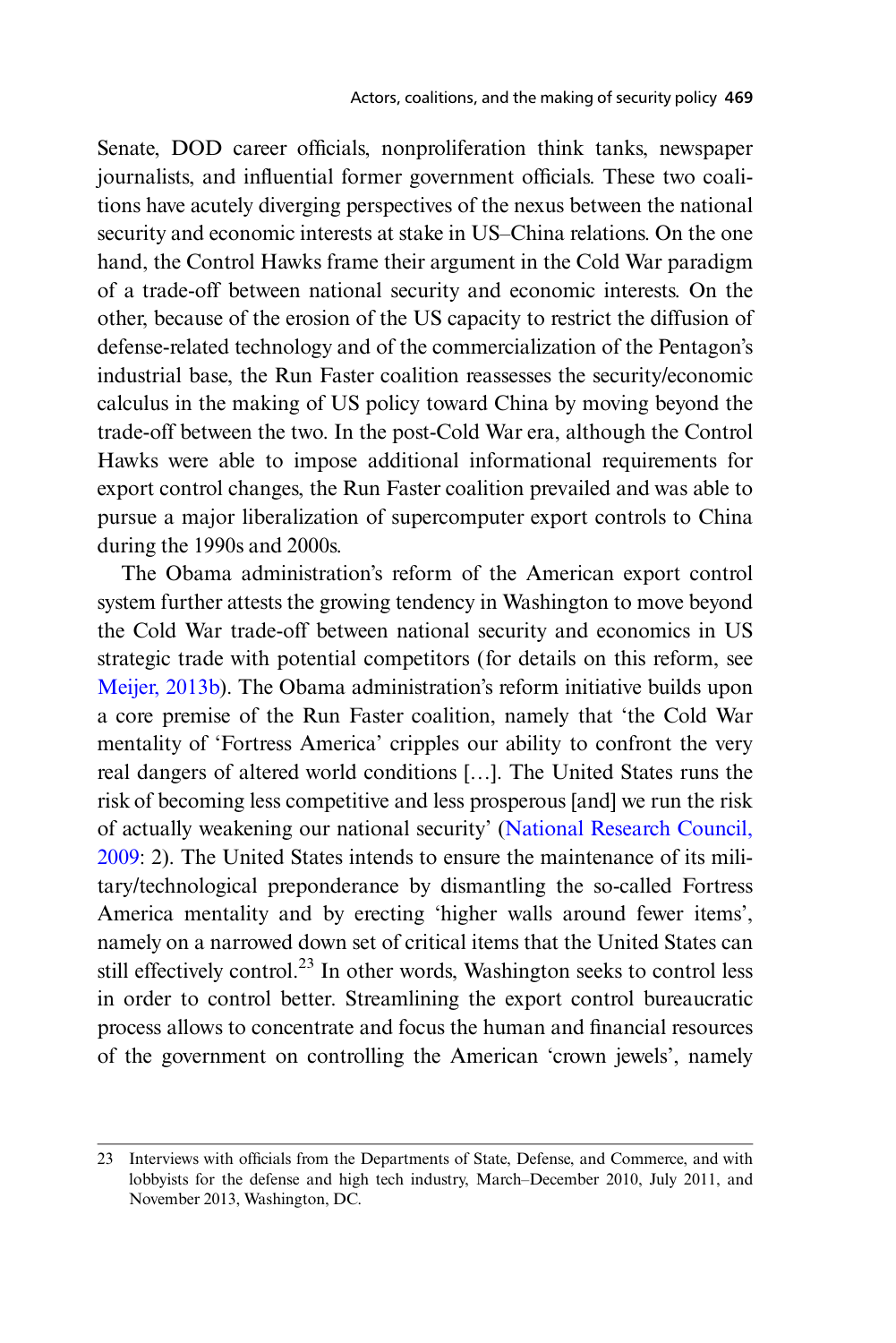Senate, DOD career officials, nonproliferation think tanks, newspaper journalists, and influential former government officials. These two coalitions have acutely diverging perspectives of the nexus between the national security and economic interests at stake in US–China relations. On the one hand, the Control Hawks frame their argument in the Cold War paradigm of a trade-off between national security and economic interests. On the other, because of the erosion of the US capacity to restrict the diffusion of defense-related technology and of the commercialization of the Pentagon's industrial base, the Run Faster coalition reassesses the security/economic calculus in the making of US policy toward China by moving beyond the trade-off between the two. In the post-Cold War era, although the Control Hawks were able to impose additional informational requirements for export control changes, the Run Faster coalition prevailed and was able to pursue a major liberalization of supercomputer export controls to China during the 1990s and 2000s.

The Obama administration's reform of the American export control system further attests the growing tendency in Washington to move beyond the Cold War trade-off between national security and economics in US strategic trade with potential competitors (for details on this reform, see Meijer, 2013b). The Obama administration's reform initiative builds upon a core premise of the Run Faster coalition, namely that 'the Cold War mentality of 'Fortress America' cripples our ability to confront the very real dangers of altered world conditions […]. The United States runs the risk of becoming less competitive and less prosperous [and] we run the risk of actually weakening our national security' (National Research Council, 2009: 2). The United States intends to ensure the maintenance of its military/technological preponderance by dismantling the so-called Fortress America mentality and by erecting 'higher walls around fewer items', namely on a narrowed down set of critical items that the United States can still effectively control.[23] In other words, Washington seeks to control less in order to control better. Streamlining the export control bureaucratic process allows to concentrate and focus the human and financial resources of the government on controlling the American 'crown jewels', namely

23 Interviews with officials from the Departments of State, Defense, and Commerce, and with lobbyists for the defense and high tech industry, March–December 2010, July 2011, and November 2013, Washington, DC.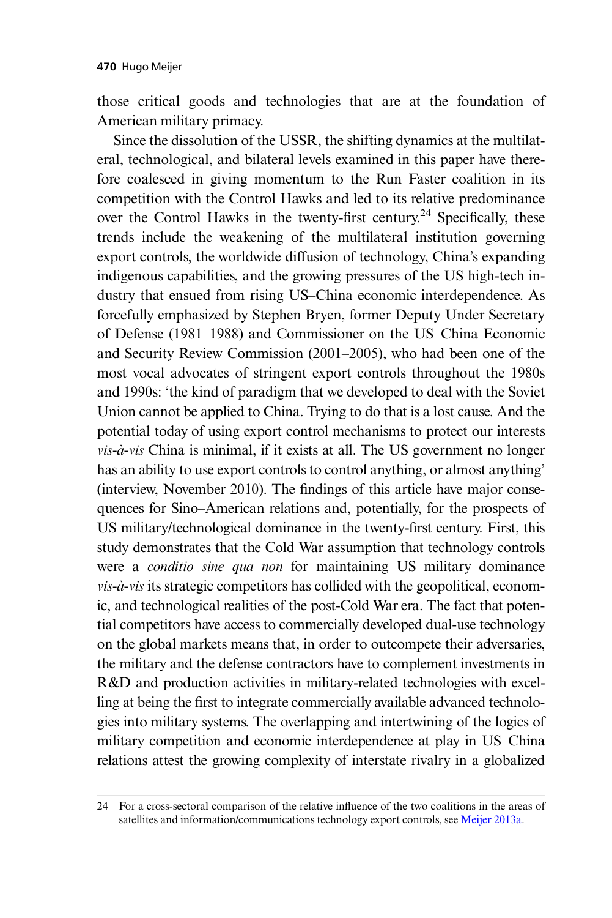those critical goods and technologies that are at the foundation of American military primacy.

Since the dissolution of the USSR, the shifting dynamics at the multilateral, technological, and bilateral levels examined in this paper have therefore coalesced in giving momentum to the Run Faster coalition in its competition with the Control Hawks and led to its relative predominance over the Control Hawks in the twenty-first century.[24] Specifically, these trends include the weakening of the multilateral institution governing export controls, the worldwide diffusion of technology, China's expanding indigenous capabilities, and the growing pressures of the US high-tech industry that ensued from rising US–China economic interdependence. As forcefully emphasized by Stephen Bryen, former Deputy Under Secretary of Defense (1981–1988) and Commissioner on the US–China Economic and Security Review Commission (2001–2005), who had been one of the most vocal advocates of stringent export controls throughout the 1980s and 1990s: 'the kind of paradigm that we developed to deal with the Soviet Union cannot be applied to China. Trying to do that is a lost cause. And the potential today of using export control mechanisms to protect our interests *vis-à-vis* China is minimal, if it exists at all. The US government no longer has an ability to use export controls to control anything, or almost anything' (interview, November 2010). The findings of this article have major consequences for Sino–American relations and, potentially, for the prospects of US military/technological dominance in the twenty-first century. First, this study demonstrates that the Cold War assumption that technology controls were a *conditio sine qua non* for maintaining US military dominance *vis-à-vis* its strategic competitors has collided with the geopolitical, economic, and technological realities of the post-Cold War era. The fact that potential competitors have access to commercially developed dual-use technology on the global markets means that, in order to outcompete their adversaries, the military and the defense contractors have to complement investments in R&D and production activities in military-related technologies with excelling at being the first to integrate commercially available advanced technologies into military systems. The overlapping and intertwining of the logics of military competition and economic interdependence at play in US–China relations attest the growing complexity of interstate rivalry in a globalized

24 For a cross-sectoral comparison of the relative influence of the two coalitions in the areas of satellites and information/communications technology export controls, see Meijer 2013a.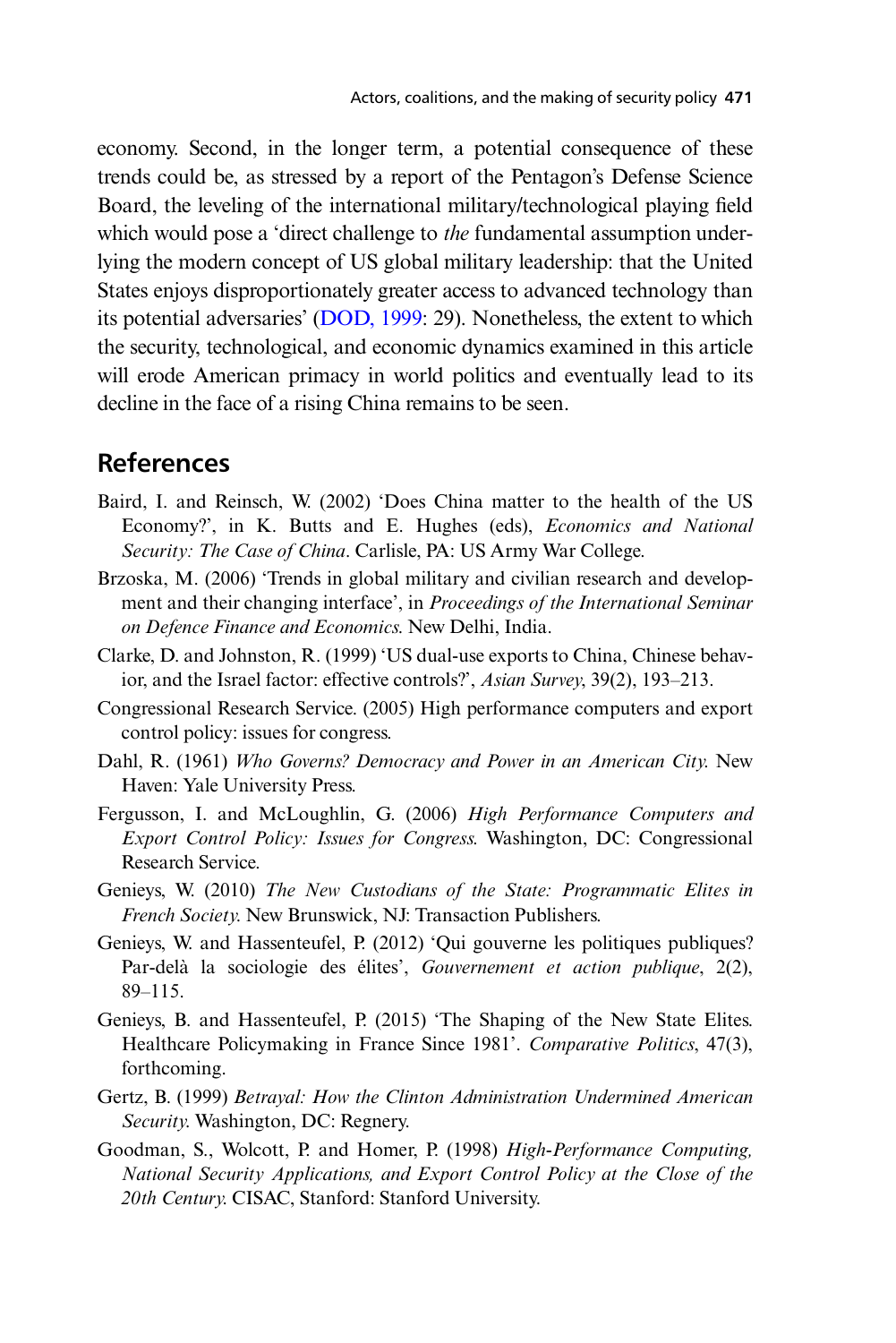economy. Second, in the longer term, a potential consequence of these trends could be, as stressed by a report of the Pentagon's Defense Science Board, the leveling of the international military/technological playing field which would pose a 'direct challenge to *the* fundamental assumption underlying the modern concept of US global military leadership: that the United States enjoys disproportionately greater access to advanced technology than its potential adversaries' (DOD, 1999: 29). Nonetheless, the extent to which the security, technological, and economic dynamics examined in this article will erode American primacy in world politics and eventually lead to its decline in the face of a rising China remains to be seen.

## References

Baird, I. and Reinsch, W. (2002) 'Does China matter to the health of the US Economy?', in K. Butts and E. Hughes (eds), *Economics and National Security: The Case of China*. Carlisle, PA: US Army War College.

Brzoska, M. (2006) 'Trends in global military and civilian research and development and their changing interface', in *Proceedings of the International Seminar on Defence Finance and Economics*. New Delhi, India.

Clarke, D. and Johnston, R. (1999) 'US dual-use exports to China, Chinese behavior, and the Israel factor: effective controls?', *Asian Survey*, 39(2), 193–213.

Congressional Research Service. (2005) High performance computers and export control policy: issues for congress.

Dahl, R. (1961) *Who Governs? Democracy and Power in an American City*. New Haven: Yale University Press.

Fergusson, I. and McLoughlin, G. (2006) *High Performance Computers and Export Control Policy: Issues for Congress*. Washington, DC: Congressional Research Service.

Genieys, W. (2010) *The New Custodians of the State: Programmatic Elites in French Society*. New Brunswick, NJ: Transaction Publishers.

Genieys, W. and Hassenteufel, P. (2012) 'Qui gouverne les politiques publiques? Par-delà la sociologie des élites', *Gouvernement et action publique*, 2(2), 89–115.

Genieys, B. and Hassenteufel, P. (2015) 'The Shaping of the New State Elites. Healthcare Policymaking in France Since 1981'. *Comparative Politics*, 47(3), forthcoming.

Gertz, B. (1999) *Betrayal: How the Clinton Administration Undermined American Security*. Washington, DC: Regnery.

Goodman, S., Wolcott, P. and Homer, P. (1998) *High-Performance Computing, National Security Applications, and Export Control Policy at the Close of the 20th Century*. CISAC, Stanford: Stanford University.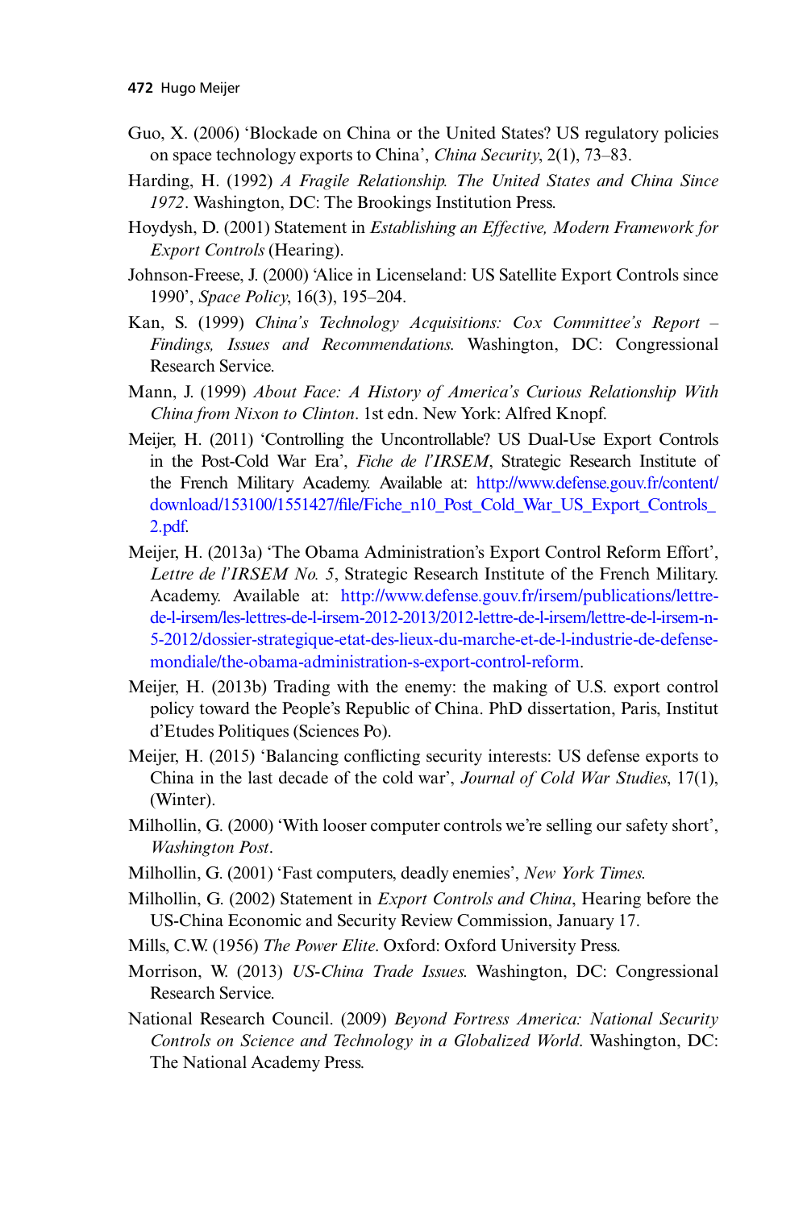Guo, X. (2006) 'Blockade on China or the United States? US regulatory policies on space technology exports to China', *China Security*, 2(1), 73–83.

Harding, H. (1992) *A Fragile Relationship. The United States and China Since 1972*. Washington, DC: The Brookings Institution Press.

Hoydysh, D. (2001) Statement in *Establishing an Effective, Modern Framework for Export Controls* (Hearing).

Johnson-Freese, J. (2000) 'Alice in Licenseland: US Satellite Export Controls since 1990', *Space Policy*, 16(3), 195–204.

Kan, S. (1999) *China's Technology Acquisitions: Cox Committee's Report – Findings, Issues and Recommendations*. Washington, DC: Congressional Research Service.

Mann, J. (1999) *About Face: A History of America's Curious Relationship With China from Nixon to Clinton*. 1st edn. New York: Alfred Knopf.

Meijer, H. (2011) 'Controlling the Uncontrollable? US Dual-Use Export Controls in the Post-Cold War Era', *Fiche de l'IRSEM*, Strategic Research Institute of the French Military Academy. Available at: http://www.defense.gouv.fr/content/download/153100/1551427/file/Fiche_n10_Post_Cold_War_US_Export_Controls_2.pdf.

Meijer, H. (2013a) 'The Obama Administration's Export Control Reform Effort', *Lettre de l'IRSEM No. 5*, Strategic Research Institute of the French Military. Academy. Available at: http://www.defense.gouv.fr/irsem/publications/lettre-de-l-irsem/les-lettres-de-l-irsem-2012-2013/2012-lettre-de-l-irsem/lettre-de-l-irsem-n-5-2012/dossier-strategique-etat-des-lieux-du-marche-et-de-l-industrie-de-defense-mondiale/the-obama-administration-s-export-control-reform.

Meijer, H. (2013b) Trading with the enemy: the making of U.S. export control policy toward the People's Republic of China. PhD dissertation, Paris, Institut d'Etudes Politiques (Sciences Po).

Meijer, H. (2015) 'Balancing conflicting security interests: US defense exports to China in the last decade of the cold war', *Journal of Cold War Studies*, 17(1), (Winter).

Milhollin, G. (2000) 'With looser computer controls we're selling our safety short', *Washington Post*.

Milhollin, G. (2001) 'Fast computers, deadly enemies', *New York Times*.

Milhollin, G. (2002) Statement in *Export Controls and China*, Hearing before the US-China Economic and Security Review Commission, January 17.

Mills, C.W. (1956) *The Power Elite*. Oxford: Oxford University Press.

Morrison, W. (2013) *US-China Trade Issues*. Washington, DC: Congressional Research Service.

National Research Council. (2009) *Beyond Fortress America: National Security Controls on Science and Technology in a Globalized World*. Washington, DC: The National Academy Press.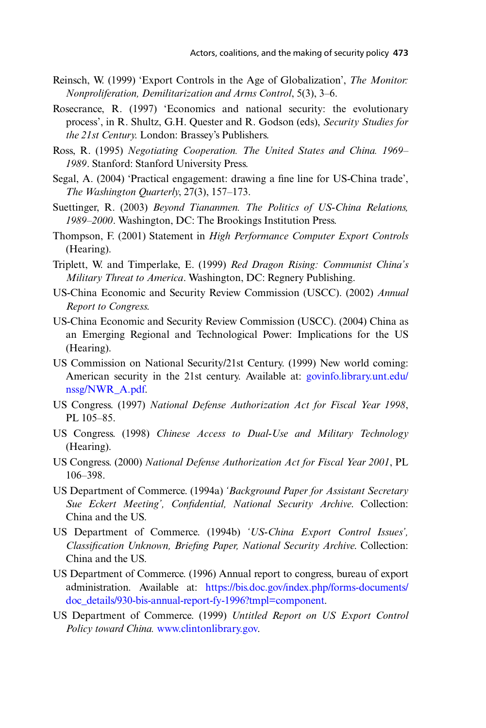Reinsch, W. (1999) 'Export Controls in the Age of Globalization', *The Monitor: Nonproliferation, Demilitarization and Arms Control*, 5(3), 3–6.

Rosecrance, R. (1997) 'Economics and national security: the evolutionary process', in R. Shultz, G.H. Quester and R. Godson (eds), *Security Studies for the 21st Century.* London: Brassey's Publishers.

Ross, R. (1995) *Negotiating Cooperation. The United States and China. 1969–1989*. Stanford: Stanford University Press.

Segal, A. (2004) 'Practical engagement: drawing a fine line for US-China trade', *The Washington Quarterly*, 27(3), 157–173.

Suettinger, R. (2003) *Beyond Tiananmen. The Politics of US-China Relations, 1989–2000*. Washington, DC: The Brookings Institution Press.

Thompson, F. (2001) Statement in *High Performance Computer Export Controls* (Hearing).

Triplett, W. and Timperlake, E. (1999) *Red Dragon Rising: Communist China's Military Threat to America*. Washington, DC: Regnery Publishing.

US-China Economic and Security Review Commission (USCC). (2002) *Annual Report to Congress.*

US-China Economic and Security Review Commission (USCC). (2004) China as an Emerging Regional and Technological Power: Implications for the US (Hearing).

US Commission on National Security/21st Century. (1999) New world coming: American security in the 21st century. Available at: govinfo.library.unt.edu/nssg/NWR_A.pdf.

US Congress. (1997) *National Defense Authorization Act for Fiscal Year 1998*, PL 105–85.

US Congress. (1998) *Chinese Access to Dual-Use and Military Technology* (Hearing).

US Congress. (2000) *National Defense Authorization Act for Fiscal Year 2001*, PL 106–398.

US Department of Commerce. (1994a) *'Background Paper for Assistant Secretary Sue Eckert Meeting', Confidential, National Security Archive*. Collection: China and the US.

US Department of Commerce. (1994b) *'US-China Export Control Issues', Classification Unknown, Briefing Paper, National Security Archive*. Collection: China and the US.

US Department of Commerce. (1996) Annual report to congress, bureau of export administration. Available at: https://bis.doc.gov/index.php/forms-documents/doc_details/930-bis-annual-report-fy-1996?tmpl=component.

US Department of Commerce. (1999) *Untitled Report on US Export Control Policy toward China.* www.clintonlibrary.gov.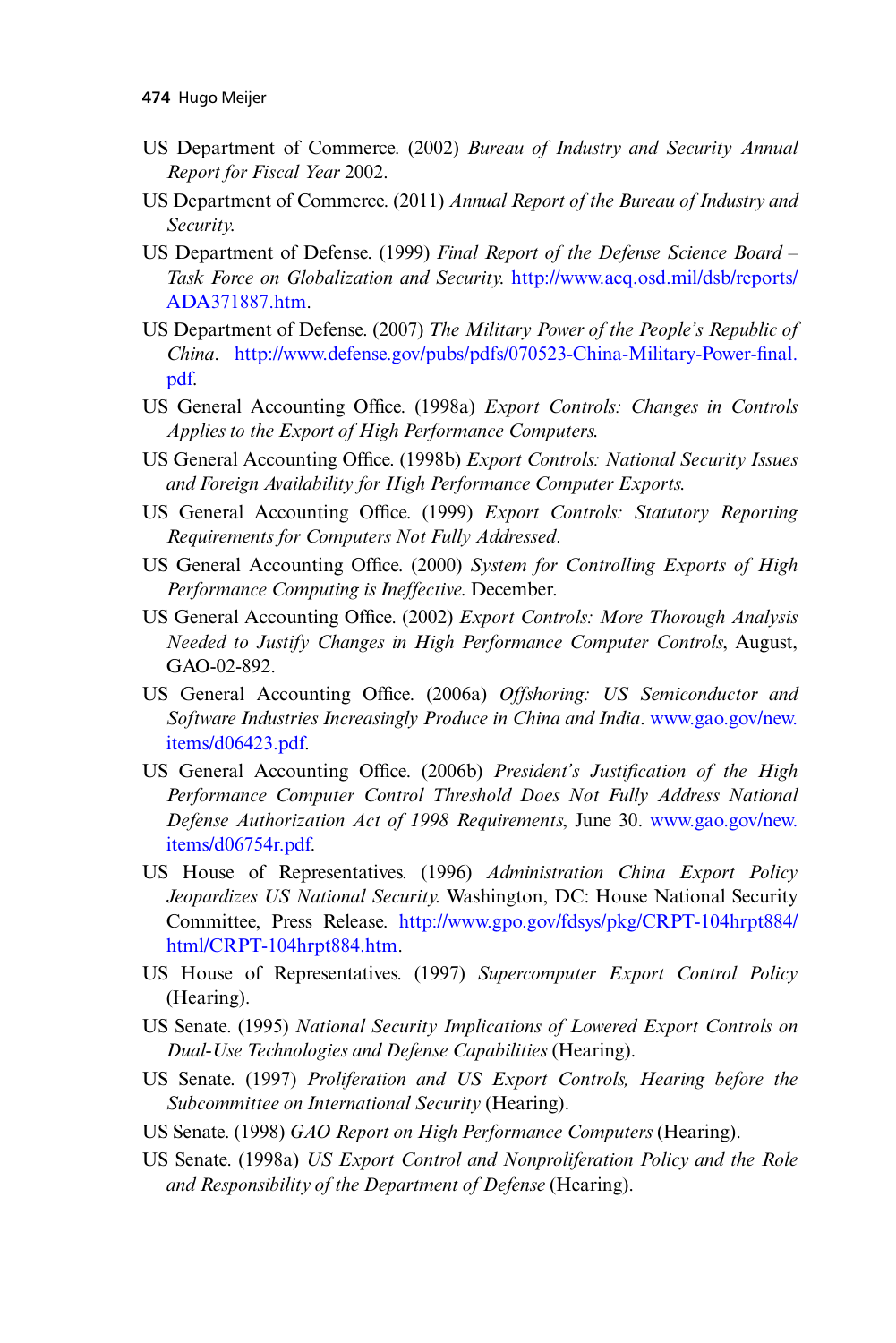US Department of Commerce. (2002) *Bureau of Industry and Security Annual Report for Fiscal Year* 2002.

US Department of Commerce. (2011) *Annual Report of the Bureau of Industry and Security.*

US Department of Defense. (1999) *Final Report of the Defense Science Board – Task Force on Globalization and Security.* http://www.acq.osd.mil/dsb/reports/ADA371887.htm.

US Department of Defense. (2007) *The Military Power of the People's Republic of China*. http://www.defense.gov/pubs/pdfs/070523-China-Military-Power-final.pdf.

US General Accounting Office. (1998a) *Export Controls: Changes in Controls Applies to the Export of High Performance Computers.*

US General Accounting Office. (1998b) *Export Controls: National Security Issues and Foreign Availability for High Performance Computer Exports.*

US General Accounting Office. (1999) *Export Controls: Statutory Reporting Requirements for Computers Not Fully Addressed*.

US General Accounting Office. (2000) *System for Controlling Exports of High Performance Computing is Ineffective*. December.

US General Accounting Office. (2002) *Export Controls: More Thorough Analysis Needed to Justify Changes in High Performance Computer Controls*, August, GAO-02-892.

US General Accounting Office. (2006a) *Offshoring: US Semiconductor and Software Industries Increasingly Produce in China and India*. www.gao.gov/new.items/d06423.pdf.

US General Accounting Office. (2006b) *President's Justification of the High Performance Computer Control Threshold Does Not Fully Address National Defense Authorization Act of 1998 Requirements*, June 30. www.gao.gov/new.items/d06754r.pdf.

US House of Representatives. (1996) *Administration China Export Policy Jeopardizes US National Security.* Washington, DC: House National Security Committee, Press Release. http://www.gpo.gov/fdsys/pkg/CRPT-104hrpt884/html/CRPT-104hrpt884.htm.

US House of Representatives. (1997) *Supercomputer Export Control Policy* (Hearing).

US Senate. (1995) *National Security Implications of Lowered Export Controls on Dual-Use Technologies and Defense Capabilities* (Hearing).

US Senate. (1997) *Proliferation and US Export Controls, Hearing before the Subcommittee on International Security* (Hearing).

US Senate. (1998) *GAO Report on High Performance Computers* (Hearing).

US Senate. (1998a) *US Export Control and Nonproliferation Policy and the Role and Responsibility of the Department of Defense* (Hearing).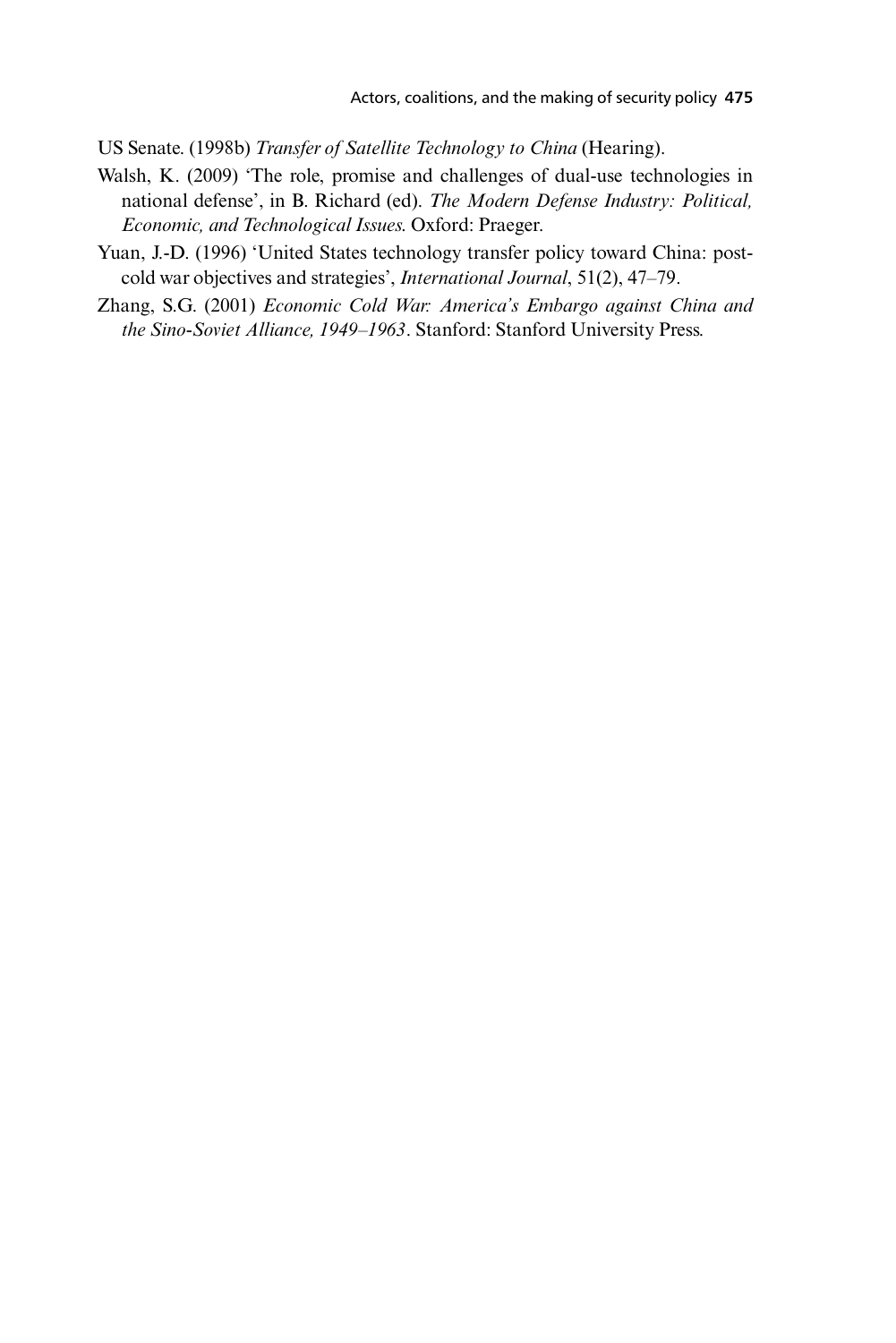US Senate. (1998b) *Transfer of Satellite Technology to China* (Hearing).

Walsh, K. (2009) 'The role, promise and challenges of dual-use technologies in national defense', in B. Richard (ed). *The Modern Defense Industry: Political, Economic, and Technological Issues*. Oxford: Praeger.

Yuan, J.-D. (1996) 'United States technology transfer policy toward China: post-cold war objectives and strategies', *International Journal*, 51(2), 47–79.

Zhang, S.G. (2001) *Economic Cold War: America's Embargo against China and the Sino-Soviet Alliance, 1949–1963*. Stanford: Stanford University Press.